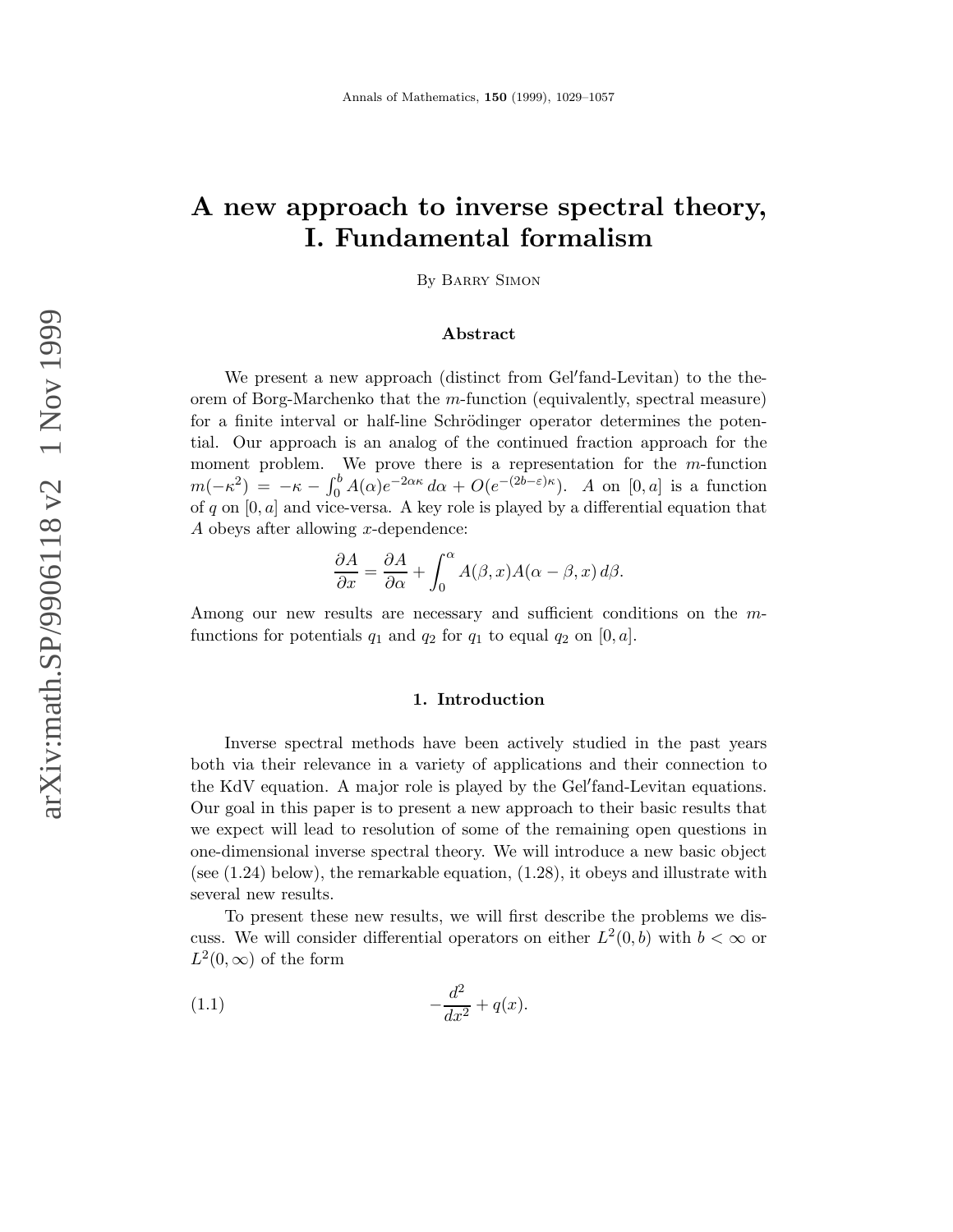# A new approach to inverse spectral theory, I. Fundamental formalism

By Barry Simon

### Abstract

We present a new approach (distinct from Gel′fand-Levitan) to the theorem of Borg-Marchenko that the $m$-function (equivalently, spectral measure) for a finite interval or half-line Schrödinger operator determines the potential. Our approach is an analog of the continued fraction approach for the moment problem. We prove there is a representation for the $m$-function $m(-\kappa^2) = -\kappa - \int_0^b A(\alpha) e^{-2\alpha\kappa}\, d\alpha + O(e^{-(2b-\varepsilon)\kappa})$. $A$ on $[0,a]$ is a function of $q$ on $[0,a]$ and vice-versa. A key role is played by a differential equation that $A$ obeys after allowing $x$-dependence:

$$\frac{\partial A}{\partial x} = \frac{\partial A}{\partial \alpha} + \int_0^\alpha A(\beta, x) A(\alpha - \beta, x)\, d\beta.$$

Among our new results are necessary and sufficient conditions on the $m$-functions for potentials $q_1$ and $q_2$ for $q_1$ to equal $q_2$ on $[0,a]$.

## 1. Introduction

Inverse spectral methods have been actively studied in the past years both via their relevance in a variety of applications and their connection to the KdV equation. A major role is played by the Gel′fand-Levitan equations. Our goal in this paper is to present a new approach to their basic results that we expect will lead to resolution of some of the remaining open questions in one-dimensional inverse spectral theory. We will introduce a new basic object (see (1.24) below), the remarkable equation, (1.28), it obeys and illustrate with several new results.

To present these new results, we will first describe the problems we discuss. We will consider differential operators on either $L^2(0,b)$ with $b<\infty$ or $L^2(0,\infty)$ of the form

$$-\frac{d^2}{dx^2} + q(x). \tag{1.1}$$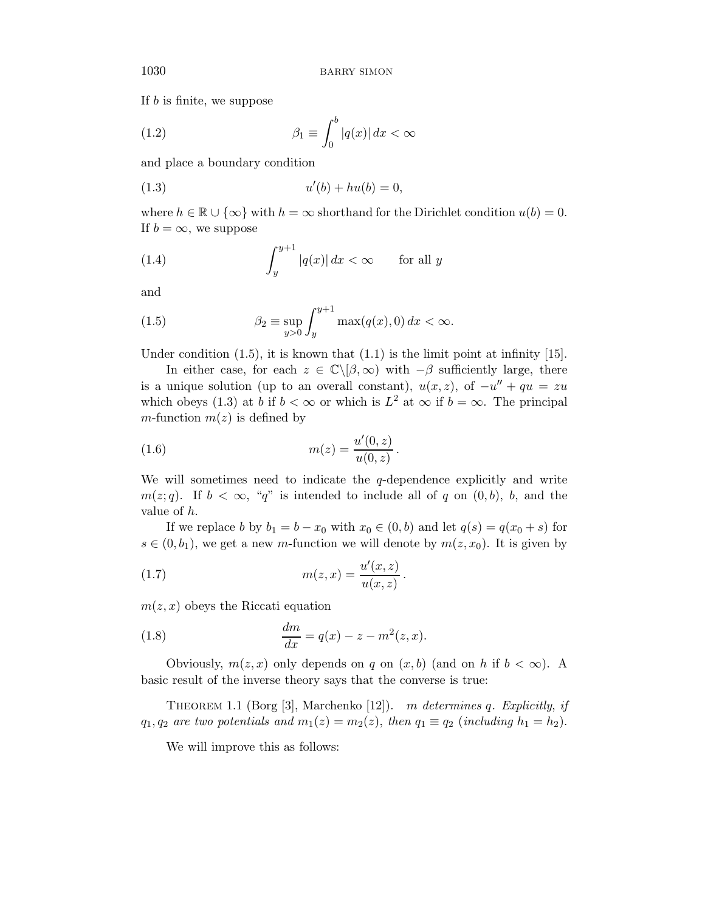If $b$ is finite, we suppose

$$\beta_1 \equiv \int_0^b |q(x)|\, dx < \infty \tag{1.2}$$

and place a boundary condition

$$u'(b) + hu(b) = 0, \tag{1.3}$$

where $h \in \mathbb{R} \cup \{\infty\}$ with $h = \infty$ shorthand for the Dirichlet condition $u(b) = 0$. If $b = \infty$, we suppose

$$\int_y^{y+1} |q(x)|\, dx < \infty \qquad \text{for all } y \tag{1.4}$$

and

$$\beta_2 \equiv \sup_{y>0} \int_y^{y+1} \max(q(x), 0)\, dx < \infty. \tag{1.5}$$

Under condition (1.5), it is known that (1.1) is the limit point at infinity [15].

In either case, for each $z \in \mathbb{C}\backslash[\beta, \infty)$ with $-\beta$ sufficiently large, there is a unique solution (up to an overall constant), $u(x, z)$, of $-u'' + qu = zu$ which obeys (1.3) at $b$ if $b < \infty$ or which is $L^2$ at $\infty$ if $b = \infty$. The principal $m$-function $m(z)$ is defined by

$$m(z) = \frac{u'(0, z)}{u(0, z)}\,. \tag{1.6}$$

We will sometimes need to indicate the $q$-dependence explicitly and write $m(z; q)$. If $b < \infty$, "$q$" is intended to include all of $q$ on $(0, b)$, $b$, and the value of $h$.

If we replace $b$ by $b_1 = b - x_0$ with $x_0 \in (0, b)$ and let $q(s) = q(x_0 + s)$ for $s \in (0, b_1)$, we get a new $m$-function we will denote by $m(z, x_0)$. It is given by

$$m(z, x) = \frac{u'(x, z)}{u(x, z)}\,. \tag{1.7}$$

$m(z, x)$ obeys the Riccati equation

$$\frac{dm}{dx} = q(x) - z - m^2(z, x). \tag{1.8}$$

Obviously, $m(z, x)$ only depends on $q$ on $(x, b)$ (and on $h$ if $b < \infty$). A basic result of the inverse theory says that the converse is true:

Theorem 1.1 (Borg [3], Marchenko [12]). *$m$ determines $q$. Explicitly, if $q_1, q_2$ are two potentials and $m_1(z) = m_2(z)$, then $q_1 \equiv q_2$ (including $h_1 = h_2$).*

We will improve this as follows: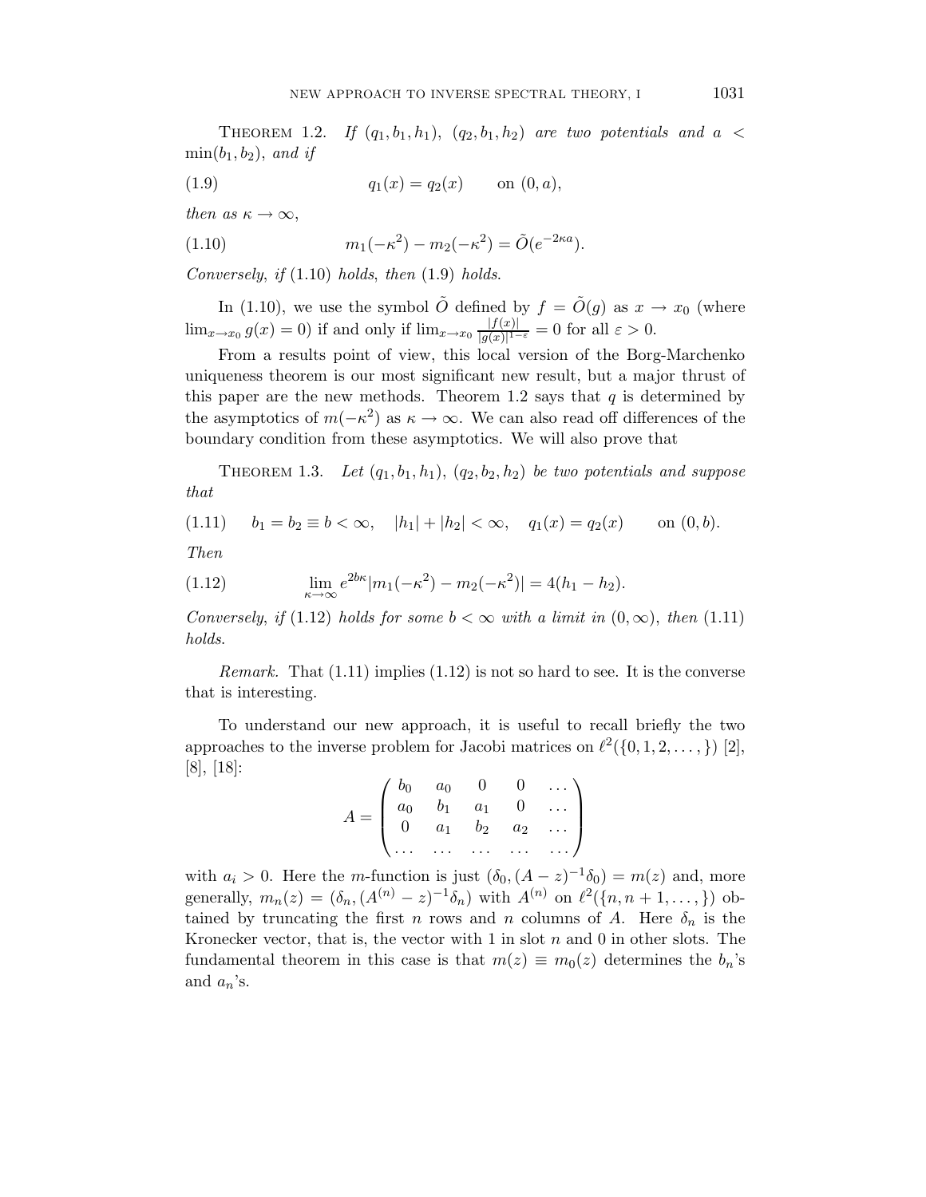Theorem 1.2. *If $(q_1, b_1, h_1)$, $(q_2, b_1, h_2)$ are two potentials and $a < \min(b_1, b_2)$, and if*

$$q_1(x) = q_2(x) \qquad \text{on } (0, a), \tag{1.9}$$

*then as $\kappa \to \infty$,*

$$m_1(-\kappa^2) - m_2(-\kappa^2) = \tilde{O}(e^{-2\kappa a}). \tag{1.10}$$

*Conversely, if* (1.10) *holds, then* (1.9) *holds.*

In (1.10), we use the symbol $\tilde{O}$ defined by $f = \tilde{O}(g)$ as $x \to x_0$ (where $\lim_{x \to x_0} g(x) = 0$) if and only if $\lim_{x \to x_0} \frac{|f(x)|}{|g(x)|^{1-\varepsilon}} = 0$ for all $\varepsilon > 0$.

From a results point of view, this local version of the Borg-Marchenko uniqueness theorem is our most significant new result, but a major thrust of this paper are the new methods. Theorem 1.2 says that $q$ is determined by the asymptotics of $m(-\kappa^2)$ as $\kappa \to \infty$. We can also read off differences of the boundary condition from these asymptotics. We will also prove that

Theorem 1.3. *Let $(q_1, b_1, h_1)$, $(q_2, b_2, h_2)$ be two potentials and suppose that*

$$b_1 = b_2 \equiv b < \infty, \quad |h_1| + |h_2| < \infty, \quad q_1(x) = q_2(x) \qquad \text{on } (0, b). \tag{1.11}$$

*Then*

$$\lim_{\kappa \to \infty} e^{2b\kappa} |m_1(-\kappa^2) - m_2(-\kappa^2)| = 4(h_1 - h_2). \tag{1.12}$$

*Conversely, if* (1.12) *holds for some $b < \infty$ with a limit in $(0, \infty)$, then* (1.11) *holds.*

*Remark.* That (1.11) implies (1.12) is not so hard to see. It is the converse that is interesting.

To understand our new approach, it is useful to recall briefly the two approaches to the inverse problem for Jacobi matrices on $\ell^2(\{0, 1, 2, \dots, \})$ [2], [8], [18]:

$$A = \begin{pmatrix} b_0 & a_0 & 0 & 0 & \dots \\ a_0 & b_1 & a_1 & 0 & \dots \\ 0 & a_1 & b_2 & a_2 & \dots \\ \dots & \dots & \dots & \dots & \dots \end{pmatrix}$$

with $a_i > 0$. Here the $m$-function is just $(\delta_0, (A - z)^{-1} \delta_0) = m(z)$ and, more generally, $m_n(z) = (\delta_n, (A^{(n)} - z)^{-1} \delta_n)$ with $A^{(n)}$ on $\ell^2(\{n, n+1, \dots, \})$ obtained by truncating the first $n$ rows and $n$ columns of $A$. Here $\delta_n$ is the Kronecker vector, that is, the vector with 1 in slot $n$ and 0 in other slots. The fundamental theorem in this case is that $m(z) \equiv m_0(z)$ determines the $b_n$'s and $a_n$'s.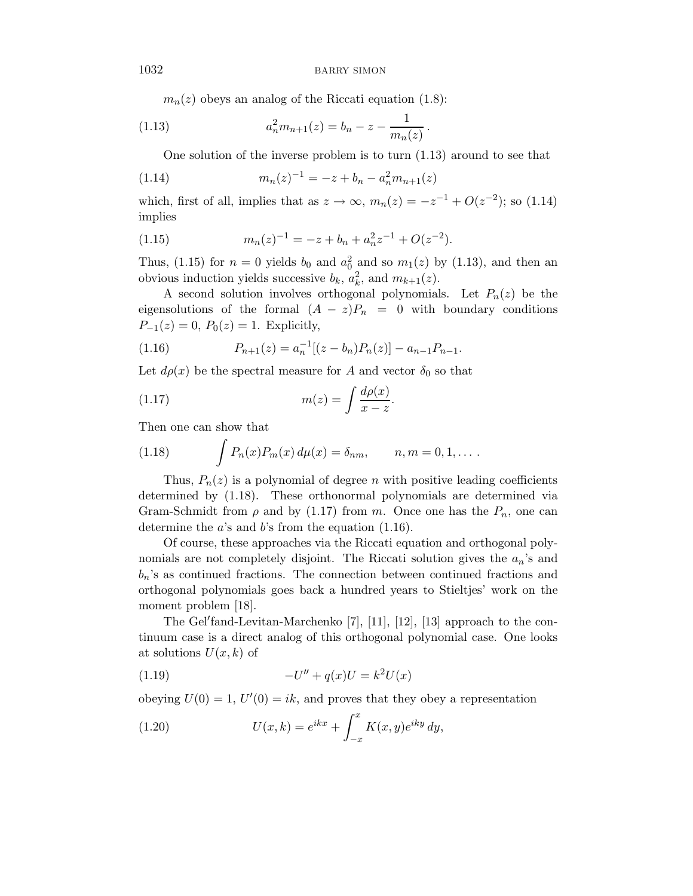$m_n(z)$ obeys an analog of the Riccati equation (1.8):

$$a_n^2 m_{n+1}(z) = b_n - z - \frac{1}{m_n(z)}\,. \tag{1.13}$$

One solution of the inverse problem is to turn (1.13) around to see that

$$m_n(z)^{-1} = -z + b_n - a_n^2 m_{n+1}(z) \tag{1.14}$$

which, first of all, implies that as $z \to \infty$, $m_n(z) = -z^{-1} + O(z^{-2})$; so (1.14) implies

$$m_n(z)^{-1} = -z + b_n + a_n^2 z^{-1} + O(z^{-2}). \tag{1.15}$$

Thus, (1.15) for $n = 0$ yields $b_0$ and $a_0^2$ and so $m_1(z)$ by (1.13), and then an obvious induction yields successive $b_k$, $a_k^2$, and $m_{k+1}(z)$.

A second solution involves orthogonal polynomials. Let $P_n(z)$ be the eigensolutions of the formal $(A - z)P_n = 0$ with boundary conditions $P_{-1}(z) = 0$, $P_0(z) = 1$. Explicitly,

$$P_{n+1}(z) = a_n^{-1}[(z - b_n)P_n(z)] - a_{n-1}P_{n-1}. \tag{1.16}$$

Let $d\rho(x)$ be the spectral measure for $A$ and vector $\delta_0$ so that

$$m(z) = \int \frac{d\rho(x)}{x - z}. \tag{1.17}$$

Then one can show that

$$\int P_n(x)P_m(x)\,d\mu(x) = \delta_{nm}, \qquad n, m = 0, 1, \dots\,. \tag{1.18}$$

Thus, $P_n(z)$ is a polynomial of degree $n$ with positive leading coefficients determined by (1.18). These orthonormal polynomials are determined via Gram-Schmidt from $\rho$ and by (1.17) from $m$. Once one has the $P_n$, one can determine the $a$'s and $b$'s from the equation (1.16).

Of course, these approaches via the Riccati equation and orthogonal polynomials are not completely disjoint. The Riccati solution gives the $a_n$'s and $b_n$'s as continued fractions. The connection between continued fractions and orthogonal polynomials goes back a hundred years to Stieltjes' work on the moment problem [18].

The Gel′fand-Levitan-Marchenko [7], [11], [12], [13] approach to the continuum case is a direct analog of this orthogonal polynomial case. One looks at solutions $U(x, k)$ of

$$-U'' + q(x)U = k^2 U(x) \tag{1.19}$$

obeying $U(0) = 1$, $U'(0) = ik$, and proves that they obey a representation

$$U(x, k) = e^{ikx} + \int_{-x}^{x} K(x, y)e^{iky}\,dy, \tag{1.20}$$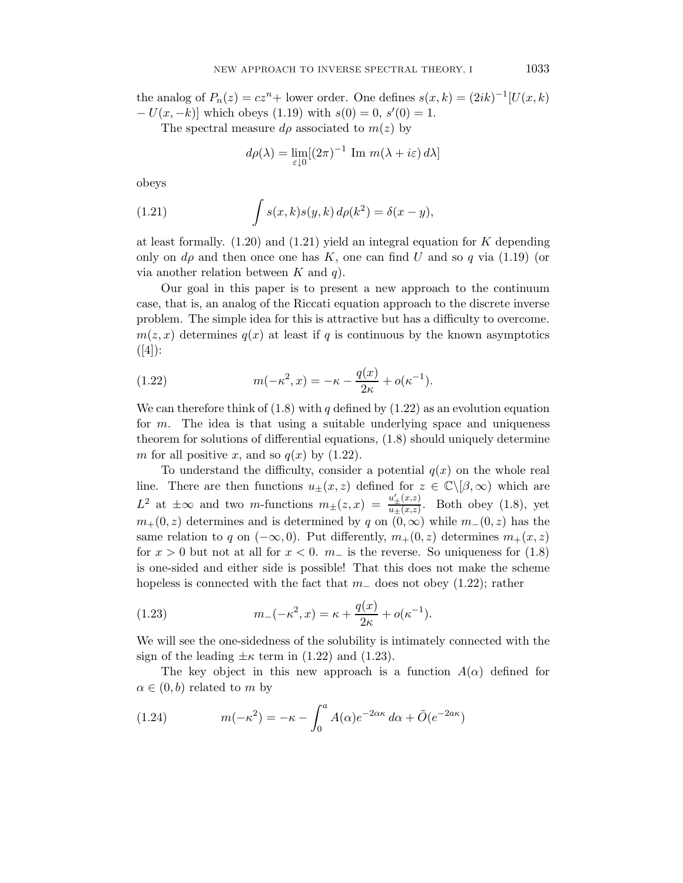the analog of $P_n(z) = cz^n +$ lower order. One defines $s(x,k) = (2ik)^{-1}[U(x,k) - U(x,-k)]$ which obeys (1.19) with $s(0) = 0$, $s'(0) = 1$.

The spectral measure $d\rho$ associated to $m(z)$ by

$$d\rho(\lambda) = \lim_{\varepsilon \downarrow 0} [(2\pi)^{-1} \operatorname{Im} m(\lambda + i\varepsilon)\, d\lambda]$$

obeys

$$\int s(x,k)s(y,k)\, d\rho(k^2) = \delta(x-y), \tag{1.21}$$

at least formally. (1.20) and (1.21) yield an integral equation for $K$ depending only on $d\rho$ and then once one has $K$, one can find $U$ and so $q$ via (1.19) (or via another relation between $K$ and $q$).

Our goal in this paper is to present a new approach to the continuum case, that is, an analog of the Riccati equation approach to the discrete inverse problem. The simple idea for this is attractive but has a difficulty to overcome. $m(z,x)$ determines $q(x)$ at least if $q$ is continuous by the known asymptotics ([4]):

$$m(-\kappa^2, x) = -\kappa - \frac{q(x)}{2\kappa} + o(\kappa^{-1}). \tag{1.22}$$

We can therefore think of (1.8) with $q$ defined by (1.22) as an evolution equation for $m$. The idea is that using a suitable underlying space and uniqueness theorem for solutions of differential equations, (1.8) should uniquely determine $m$ for all positive $x$, and so $q(x)$ by (1.22).

To understand the difficulty, consider a potential $q(x)$ on the whole real line. There are then functions $u_\pm(x,z)$ defined for $z \in \mathbb{C}\backslash[\beta,\infty)$ which are $L^2$ at $\pm\infty$ and two $m$-functions $m_\pm(z,x) = \frac{u'_\pm(x,z)}{u_\pm(x,z)}$. Both obey (1.8), yet $m_+(0,z)$ determines and is determined by $q$ on $(0,\infty)$ while $m_-(0,z)$ has the same relation to $q$ on $(-\infty,0)$. Put differently, $m_+(0,z)$ determines $m_+(x,z)$ for $x>0$ but not at all for $x<0$. $m_-$ is the reverse. So uniqueness for (1.8) is one-sided and either side is possible! That this does not make the scheme hopeless is connected with the fact that $m_-$ does not obey (1.22); rather

$$m_-(-\kappa^2, x) = \kappa + \frac{q(x)}{2\kappa} + o(\kappa^{-1}). \tag{1.23}$$

We will see the one-sidedness of the solubility is intimately connected with the sign of the leading $\pm\kappa$ term in (1.22) and (1.23).

The key object in this new approach is a function $A(\alpha)$ defined for $\alpha \in (0,b)$ related to $m$ by

$$m(-\kappa^2) = -\kappa - \int_0^a A(\alpha) e^{-2\alpha\kappa}\, d\alpha + \tilde{O}(e^{-2a\kappa}) \tag{1.24}$$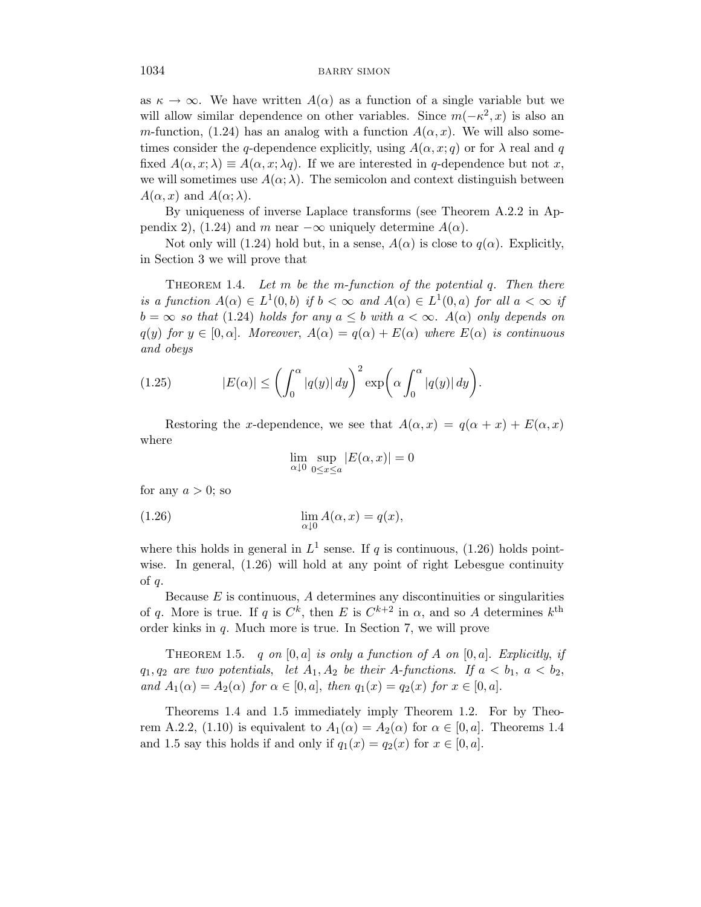as $\kappa \to \infty$. We have written $A(\alpha)$ as a function of a single variable but we will allow similar dependence on other variables. Since $m(-\kappa^2, x)$ is also an $m$-function, (1.24) has an analog with a function $A(\alpha, x)$. We will also sometimes consider the $q$-dependence explicitly, using $A(\alpha, x; q)$ or for $\lambda$ real and $q$ fixed $A(\alpha, x; \lambda) \equiv A(\alpha, x; \lambda q)$. If we are interested in $q$-dependence but not $x$, we will sometimes use $A(\alpha; \lambda)$. The semicolon and context distinguish between $A(\alpha, x)$ and $A(\alpha; \lambda)$.

By uniqueness of inverse Laplace transforms (see Theorem A.2.2 in Appendix 2), (1.24) and $m$ near $-\infty$ uniquely determine $A(\alpha)$.

Not only will (1.24) hold but, in a sense, $A(\alpha)$ is close to $q(\alpha)$. Explicitly, in Section 3 we will prove that

Theorem 1.4. *Let $m$ be the $m$-function of the potential $q$. Then there is a function $A(\alpha) \in L^1(0, b)$ if $b < \infty$ and $A(\alpha) \in L^1(0, a)$ for all $a < \infty$ if $b = \infty$ so that (1.24) holds for any $a \leq b$ with $a < \infty$. $A(\alpha)$ only depends on $q(y)$ for $y \in [0, \alpha]$. Moreover, $A(\alpha) = q(\alpha) + E(\alpha)$ where $E(\alpha)$ is continuous and obeys*

$$|E(\alpha)| \leq \left( \int_0^\alpha |q(y)|\, dy \right)^2 \exp\left( \alpha \int_0^\alpha |q(y)|\, dy \right). \tag{1.25}$$

Restoring the $x$-dependence, we see that $A(\alpha, x) = q(\alpha + x) + E(\alpha, x)$ where

$$\lim_{\alpha \downarrow 0} \sup_{0 \leq x \leq a} |E(\alpha, x)| = 0$$

for any $a > 0$; so

$$\lim_{\alpha \downarrow 0} A(\alpha, x) = q(x), \tag{1.26}$$

where this holds in general in $L^1$ sense. If $q$ is continuous, (1.26) holds pointwise. In general, (1.26) will hold at any point of right Lebesgue continuity of $q$.

Because $E$ is continuous, $A$ determines any discontinuities or singularities of $q$. More is true. If $q$ is $C^k$, then $E$ is $C^{k+2}$ in $\alpha$, and so $A$ determines $k^{\text{th}}$ order kinks in $q$. Much more is true. In Section 7, we will prove

Theorem 1.5. *$q$ on $[0, a]$ is only a function of $A$ on $[0, a]$. Explicitly, if $q_1, q_2$ are two potentials, let $A_1, A_2$ be their $A$-functions. If $a < b_1$, $a < b_2$, and $A_1(\alpha) = A_2(\alpha)$ for $\alpha \in [0, a]$, then $q_1(x) = q_2(x)$ for $x \in [0, a]$.*

Theorems 1.4 and 1.5 immediately imply Theorem 1.2. For by Theorem A.2.2, (1.10) is equivalent to $A_1(\alpha) = A_2(\alpha)$ for $\alpha \in [0, a]$. Theorems 1.4 and 1.5 say this holds if and only if $q_1(x) = q_2(x)$ for $x \in [0, a]$.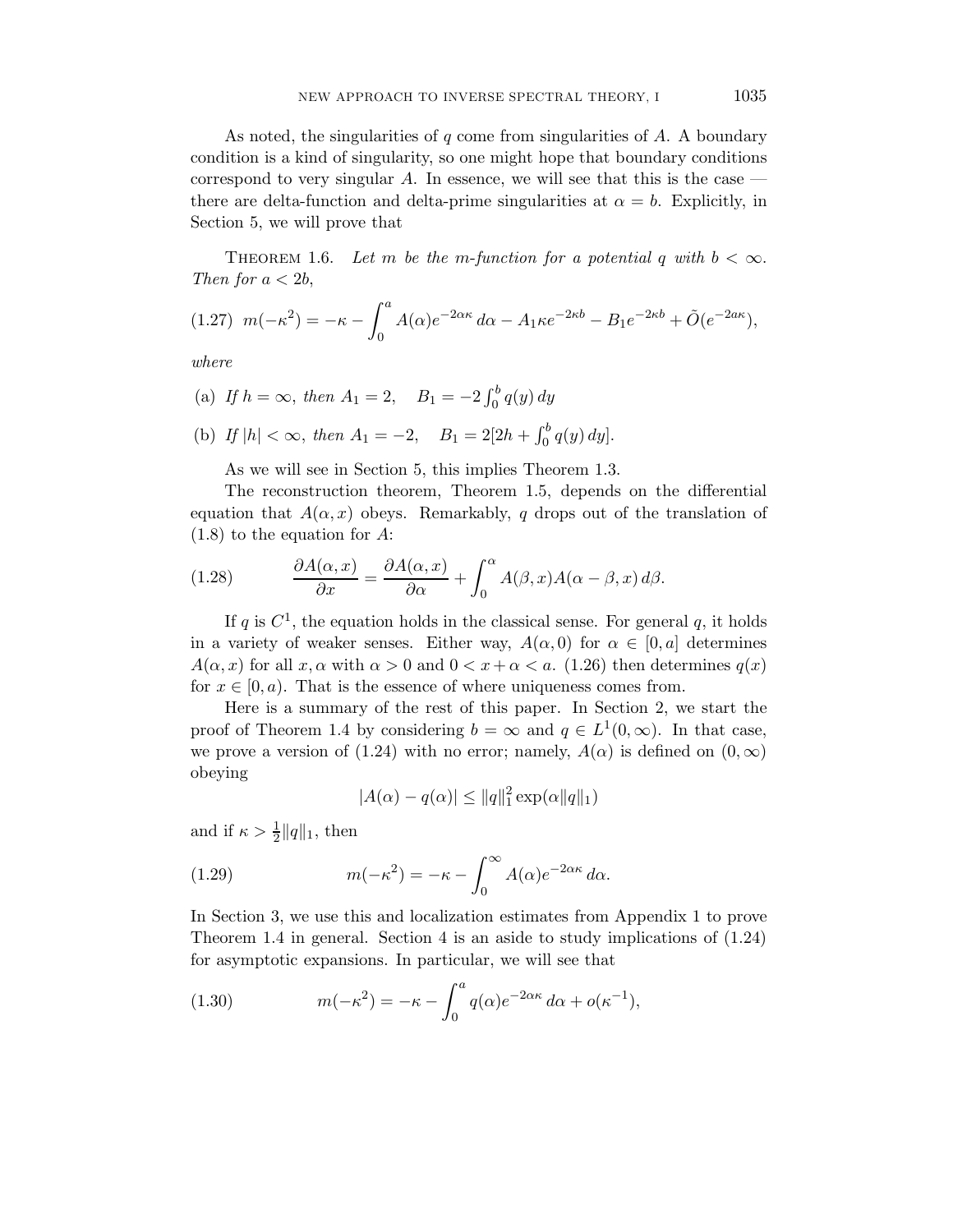As noted, the singularities of $q$ come from singularities of $A$. A boundary condition is a kind of singularity, so one might hope that boundary conditions correspond to very singular $A$. In essence, we will see that this is the case — there are delta-function and delta-prime singularities at $\alpha = b$. Explicitly, in Section 5, we will prove that

THEOREM 1.6. *Let $m$ be the m-function for a potential $q$ with $b < \infty$. Then for $a < 2b$,*

$$m(-\kappa^2) = -\kappa - \int_0^a A(\alpha) e^{-2\alpha\kappa}\, d\alpha - A_1 \kappa e^{-2\kappa b} - B_1 e^{-2\kappa b} + \tilde{O}(e^{-2a\kappa}), \tag{1.27}$$

*where*

(a) *If $h = \infty$, then $A_1 = 2$, $\quad B_1 = -2\int_0^b q(y)\, dy$*

(b) *If $|h| < \infty$, then $A_1 = -2$, $\quad B_1 = 2[2h + \int_0^b q(y)\, dy]$.*

As we will see in Section 5, this implies Theorem 1.3.

The reconstruction theorem, Theorem 1.5, depends on the differential equation that $A(\alpha, x)$ obeys. Remarkably, $q$ drops out of the translation of (1.8) to the equation for $A$:

$$\frac{\partial A(\alpha, x)}{\partial x} = \frac{\partial A(\alpha, x)}{\partial \alpha} + \int_0^\alpha A(\beta, x) A(\alpha - \beta, x)\, d\beta. \tag{1.28}$$

If $q$ is $C^1$, the equation holds in the classical sense. For general $q$, it holds in a variety of weaker senses. Either way, $A(\alpha, 0)$ for $\alpha \in [0, a]$ determines $A(\alpha, x)$ for all $x, \alpha$ with $\alpha > 0$ and $0 < x + \alpha < a$. (1.26) then determines $q(x)$ for $x \in [0, a)$. That is the essence of where uniqueness comes from.

Here is a summary of the rest of this paper. In Section 2, we start the proof of Theorem 1.4 by considering $b = \infty$ and $q \in L^1(0, \infty)$. In that case, we prove a version of (1.24) with no error; namely, $A(\alpha)$ is defined on $(0, \infty)$ obeying

$$|A(\alpha) - q(\alpha)| \leq \|q\|_1^2 \exp(\alpha \|q\|_1)$$

and if $\kappa > \frac{1}{2}\|q\|_1$, then

$$m(-\kappa^2) = -\kappa - \int_0^\infty A(\alpha) e^{-2\alpha\kappa}\, d\alpha. \tag{1.29}$$

In Section 3, we use this and localization estimates from Appendix 1 to prove Theorem 1.4 in general. Section 4 is an aside to study implications of (1.24) for asymptotic expansions. In particular, we will see that

$$m(-\kappa^2) = -\kappa - \int_0^a q(\alpha) e^{-2\alpha\kappa}\, d\alpha + o(\kappa^{-1}), \tag{1.30}$$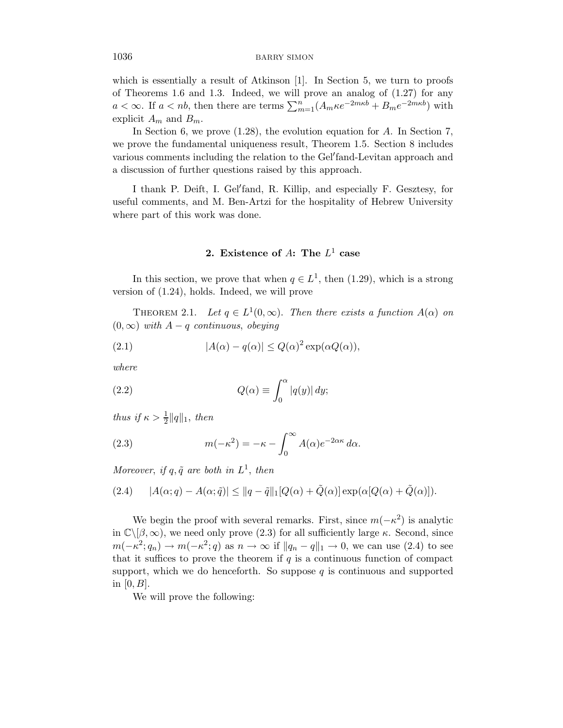which is essentially a result of Atkinson [1]. In Section 5, we turn to proofs of Theorems 1.6 and 1.3. Indeed, we will prove an analog of (1.27) for any $a < \infty$. If $a < nb$, then there are terms $\sum_{m=1}^{n}(A_m \kappa e^{-2m\kappa b} + B_m e^{-2m\kappa b})$ with explicit $A_m$ and $B_m$.

In Section 6, we prove (1.28), the evolution equation for $A$. In Section 7, we prove the fundamental uniqueness result, Theorem 1.5. Section 8 includes various comments including the relation to the Gel′fand-Levitan approach and a discussion of further questions raised by this approach.

I thank P. Deift, I. Gel′fand, R. Killip, and especially F. Gesztesy, for useful comments, and M. Ben-Artzi for the hospitality of Hebrew University where part of this work was done.

## 2. Existence of $A$: The $L^1$ case

In this section, we prove that when $q \in L^1$, then (1.29), which is a strong version of (1.24), holds. Indeed, we will prove

THEOREM 2.1. *Let $q \in L^1(0,\infty)$. Then there exists a function $A(\alpha)$ on $(0,\infty)$ with $A - q$ continuous, obeying*

$$|A(\alpha) - q(\alpha)| \leq Q(\alpha)^2 \exp(\alpha Q(\alpha)), \tag{2.1}$$

*where*

$$Q(\alpha) \equiv \int_0^\alpha |q(y)|\, dy; \tag{2.2}$$

*thus if $\kappa > \frac{1}{2}\|q\|_1$, then*

$$m(-\kappa^2) = -\kappa - \int_0^\infty A(\alpha) e^{-2\alpha\kappa}\, d\alpha. \tag{2.3}$$

*Moreover, if $q, \tilde{q}$ are both in $L^1$, then*

$$|A(\alpha; q) - A(\alpha; \tilde{q})| \leq \|q - \tilde{q}\|_1 [Q(\alpha) + \tilde{Q}(\alpha)] \exp(\alpha[Q(\alpha) + \tilde{Q}(\alpha)]). \tag{2.4}$$

We begin the proof with several remarks. First, since $m(-\kappa^2)$ is analytic in $\mathbb{C}\backslash[\beta,\infty)$, we need only prove (2.3) for all sufficiently large $\kappa$. Second, since $m(-\kappa^2; q_n) \to m(-\kappa^2; q)$ as $n \to \infty$ if $\|q_n - q\|_1 \to 0$, we can use (2.4) to see that it suffices to prove the theorem if $q$ is a continuous function of compact support, which we do henceforth. So suppose $q$ is continuous and supported in $[0, B]$.

We will prove the following: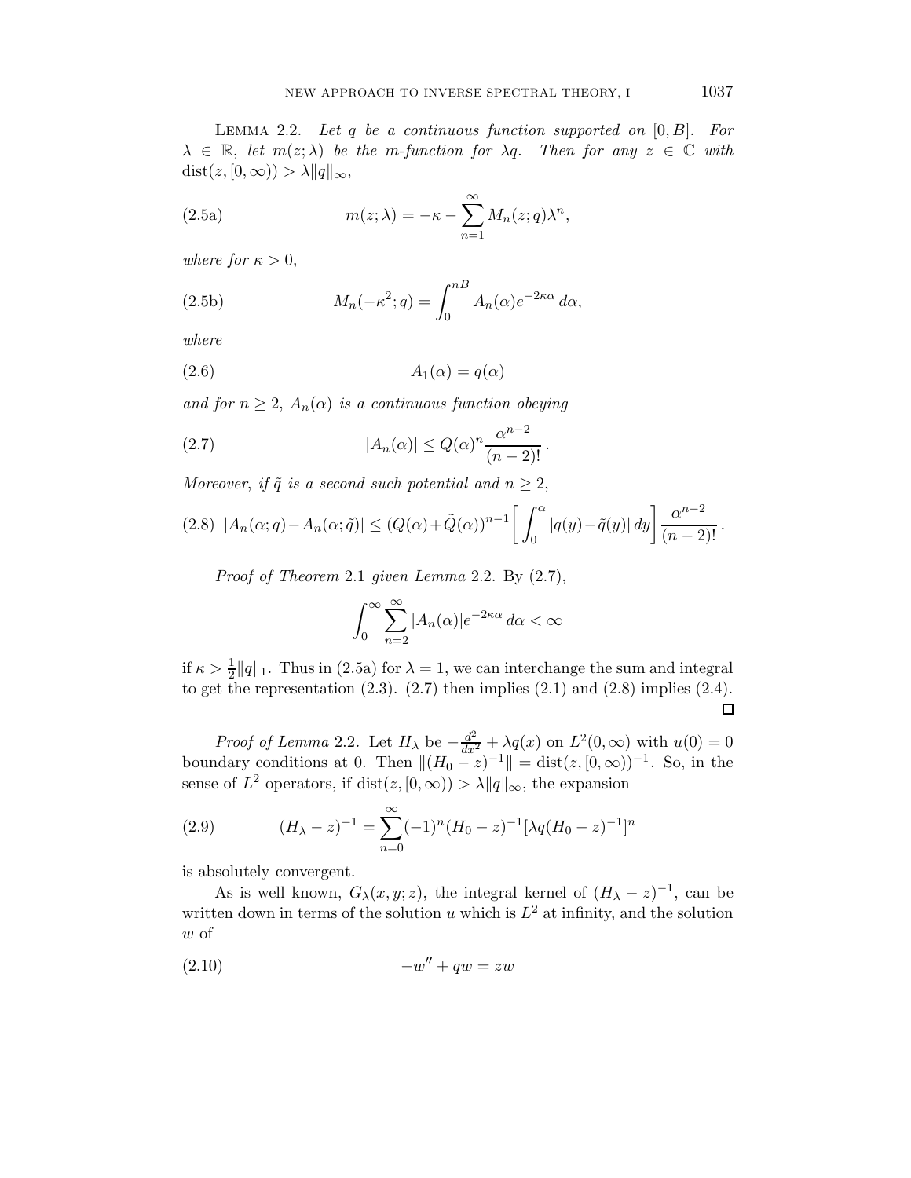Lemma 2.2. *Let $q$ be a continuous function supported on $[0, B]$. For $\lambda \in \mathbb{R}$, let $m(z;\lambda)$ be the m-function for $\lambda q$. Then for any $z \in \mathbb{C}$ with $\operatorname{dist}(z, [0,\infty)) > \lambda \|q\|_\infty$,*

$$m(z;\lambda) = -\kappa - \sum_{n=1}^{\infty} M_n(z;q)\lambda^n, \tag{2.5a}$$

*where for $\kappa > 0$,*

$$M_n(-\kappa^2;q) = \int_0^{nB} A_n(\alpha) e^{-2\kappa\alpha}\, d\alpha, \tag{2.5b}$$

*where*

$$A_1(\alpha) = q(\alpha) \tag{2.6}$$

*and for $n \geq 2$, $A_n(\alpha)$ is a continuous function obeying*

$$|A_n(\alpha)| \leq Q(\alpha)^n \frac{\alpha^{n-2}}{(n-2)!}\,. \tag{2.7}$$

*Moreover, if $\tilde{q}$ is a second such potential and $n \geq 2$,*

$$|A_n(\alpha;q) - A_n(\alpha;\tilde{q})| \leq (Q(\alpha) + \tilde{Q}(\alpha))^{n-1} \left[\int_0^\alpha |q(y) - \tilde{q}(y)|\, dy\right] \frac{\alpha^{n-2}}{(n-2)!}\,. \tag{2.8}$$

*Proof of Theorem* 2.1 *given Lemma* 2.2. By (2.7),

$$\int_0^\infty \sum_{n=2}^\infty |A_n(\alpha)| e^{-2\kappa\alpha}\, d\alpha < \infty$$

if $\kappa > \frac{1}{2}\|q\|_1$. Thus in (2.5a) for $\lambda = 1$, we can interchange the sum and integral to get the representation (2.3). (2.7) then implies (2.1) and (2.8) implies (2.4). ∎

*Proof of Lemma* 2.2. Let $H_\lambda$ be $-\frac{d^2}{dx^2} + \lambda q(x)$ on $L^2(0,\infty)$ with $u(0) = 0$ boundary conditions at 0. Then $\|(H_0 - z)^{-1}\| = \operatorname{dist}(z, [0,\infty))^{-1}$. So, in the sense of $L^2$ operators, if $\operatorname{dist}(z, [0,\infty)) > \lambda\|q\|_\infty$, the expansion

$$(H_\lambda - z)^{-1} = \sum_{n=0}^\infty (-1)^n (H_0 - z)^{-1} [\lambda q (H_0 - z)^{-1}]^n \tag{2.9}$$

is absolutely convergent.

As is well known, $G_\lambda(x,y;z)$, the integral kernel of $(H_\lambda - z)^{-1}$, can be written down in terms of the solution $u$ which is $L^2$ at infinity, and the solution $w$ of

$$-w'' + qw = zw \tag{2.10}$$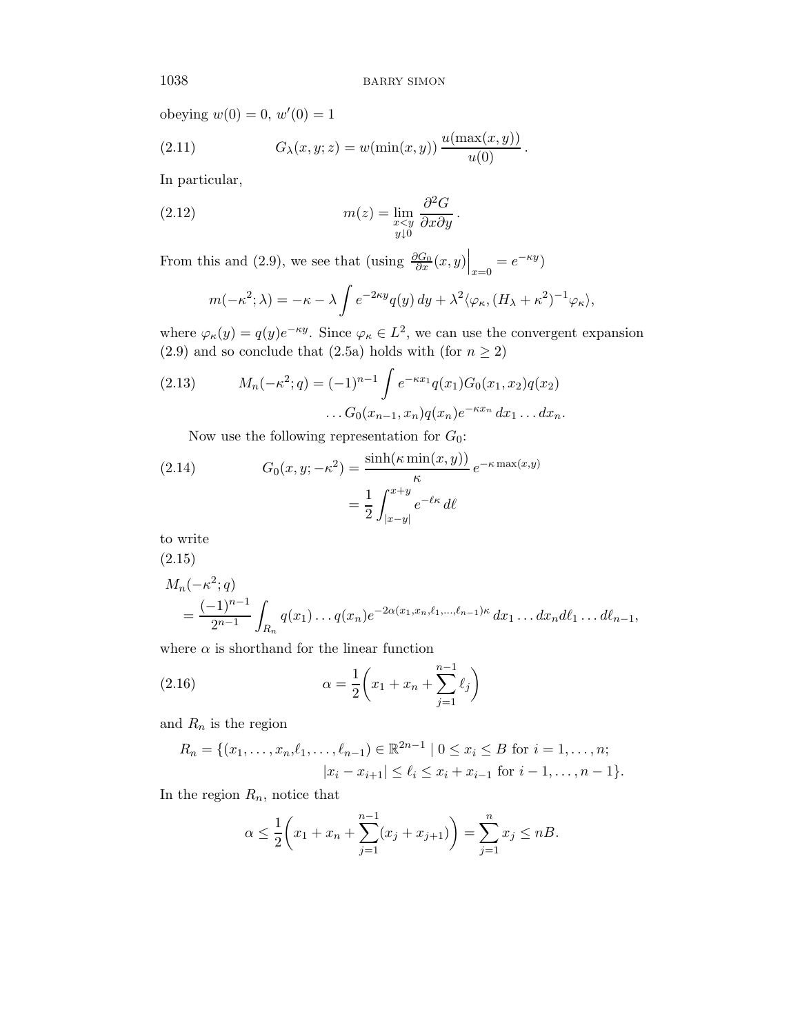obeying $w(0) = 0$, $w'(0) = 1$

$$G_\lambda(x, y; z) = w(\min(x, y))\, \frac{u(\max(x, y))}{u(0)}\,. \tag{2.11}$$

In particular,

$$m(z) = \lim_{\substack{x<y \\ y\downarrow 0}} \frac{\partial^2 G}{\partial x \partial y}\,. \tag{2.12}$$

From this and (2.9), we see that (using $\frac{\partial G_0}{\partial x}(x, y)\Big|_{x=0} = e^{-\kappa y}$)

$$m(-\kappa^2; \lambda) = -\kappa - \lambda \int e^{-2\kappa y} q(y)\, dy + \lambda^2 \langle \varphi_\kappa, (H_\lambda + \kappa^2)^{-1} \varphi_\kappa \rangle,$$

where $\varphi_\kappa(y) = q(y) e^{-\kappa y}$. Since $\varphi_\kappa \in L^2$, we can use the convergent expansion (2.9) and so conclude that (2.5a) holds with (for $n \geq 2$)

$$M_n(-\kappa^2; q) = (-1)^{n-1} \int e^{-\kappa x_1} q(x_1) G_0(x_1, x_2) q(x_2) \\ \dots G_0(x_{n-1}, x_n) q(x_n) e^{-\kappa x_n}\, dx_1 \dots dx_n. \tag{2.13}$$

Now use the following representation for $G_0$:

$$G_0(x, y; -\kappa^2) = \frac{\sinh(\kappa \min(x, y))}{\kappa}\, e^{-\kappa \max(x,y)} \\ = \frac{1}{2} \int_{|x-y|}^{x+y} e^{-\ell\kappa}\, d\ell \tag{2.14}$$

to write

(2.15)

$$M_n(-\kappa^2; q) \\ = \frac{(-1)^{n-1}}{2^{n-1}} \int_{R_n} q(x_1) \dots q(x_n) e^{-2\alpha(x_1, x_n, \ell_1, \dots, \ell_{n-1})\kappa}\, dx_1 \dots dx_n d\ell_1 \dots d\ell_{n-1},$$

where $\alpha$ is shorthand for the linear function

$$\alpha = \frac{1}{2}\bigg( x_1 + x_n + \sum_{j=1}^{n-1} \ell_j \bigg) \tag{2.16}$$

and $R_n$ is the region

$$R_n = \{(x_1, \dots, x_n, \ell_1, \dots, \ell_{n-1}) \in \mathbb{R}^{2n-1} \mid 0 \leq x_i \leq B \text{ for } i = 1, \dots, n; \\ |x_i - x_{i+1}| \leq \ell_i \leq x_i + x_{i-1} \text{ for } i - 1, \dots, n-1\}.$$

In the region $R_n$, notice that

$$\alpha \leq \frac{1}{2}\bigg( x_1 + x_n + \sum_{j=1}^{n-1} (x_j + x_{j+1}) \bigg) = \sum_{j=1}^{n} x_j \leq nB.$$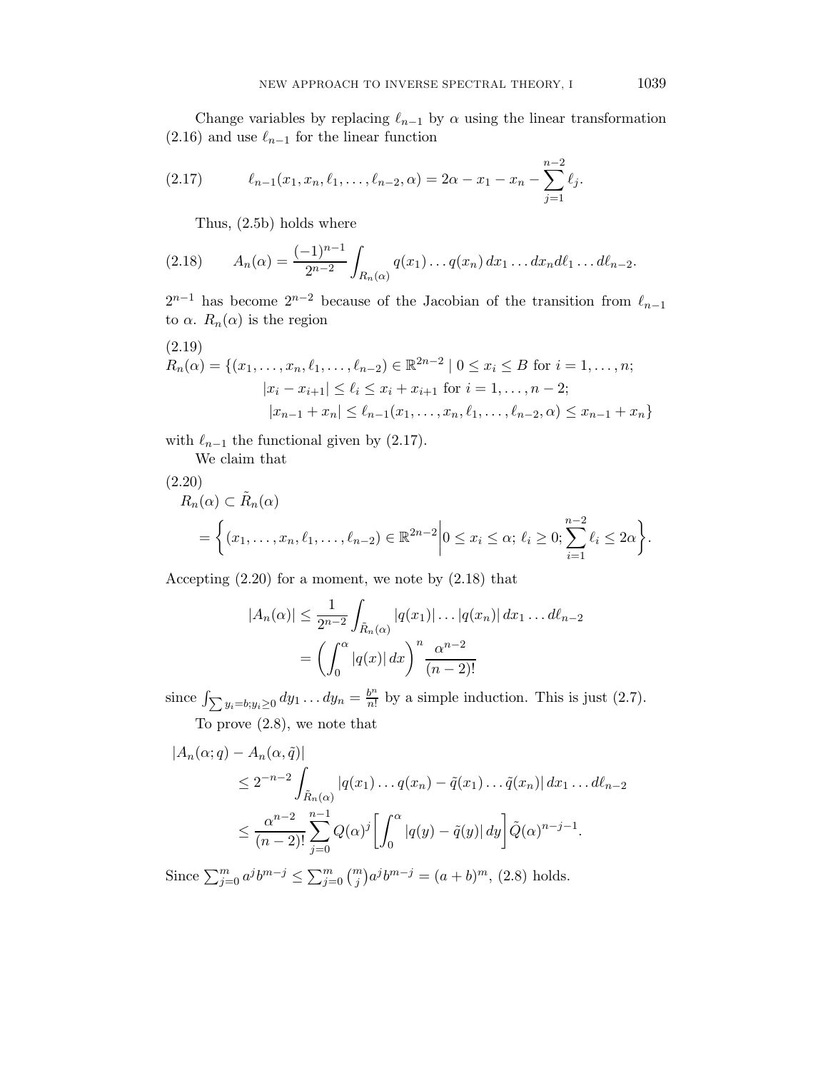Change variables by replacing $\ell_{n-1}$ by $\alpha$ using the linear transformation (2.16) and use $\ell_{n-1}$ for the linear function

$$\ell_{n-1}(x_1, x_n, \ell_1, \dots, \ell_{n-2}, \alpha) = 2\alpha - x_1 - x_n - \sum_{j=1}^{n-2} \ell_j. \tag{2.17}$$

Thus, (2.5b) holds where

$$A_n(\alpha) = \frac{(-1)^{n-1}}{2^{n-2}} \int_{R_n(\alpha)} q(x_1) \dots q(x_n)\, dx_1 \dots dx_n d\ell_1 \dots d\ell_{n-2}. \tag{2.18}$$

$2^{n-1}$ has become $2^{n-2}$ because of the Jacobian of the transition from $\ell_{n-1}$ to $\alpha$. $R_n(\alpha)$ is the region

$$\begin{aligned} R_n(\alpha) = \{&(x_1, \dots, x_n, \ell_1, \dots, \ell_{n-2}) \in \mathbb{R}^{2n-2} \mid 0 \le x_i \le B \text{ for } i = 1, \dots, n; \\ &|x_i - x_{i+1}| \le \ell_i \le x_i + x_{i+1} \text{ for } i = 1, \dots, n-2; \\ &|x_{n-1} + x_n| \le \ell_{n-1}(x_1, \dots, x_n, \ell_1, \dots, \ell_{n-2}, \alpha) \le x_{n-1} + x_n\} \end{aligned} \tag{2.19}$$

with $\ell_{n-1}$ the functional given by (2.17).

We claim that

$$\begin{aligned} &R_n(\alpha) \subset \tilde{R}_n(\alpha) \\ &= \left\{ (x_1, \dots, x_n, \ell_1, \dots, \ell_{n-2}) \in \mathbb{R}^{2n-2} \,\middle|\, 0 \le x_i \le \alpha;\ \ell_i \ge 0; \sum_{i=1}^{n-2} \ell_i \le 2\alpha \right\}. \end{aligned} \tag{2.20}$$

Accepting (2.20) for a moment, we note by (2.18) that

$$\begin{aligned} |A_n(\alpha)| &\le \frac{1}{2^{n-2}} \int_{\tilde{R}_n(\alpha)} |q(x_1)| \dots |q(x_n)|\, dx_1 \dots d\ell_{n-2} \\ &= \left( \int_0^\alpha |q(x)|\, dx \right)^n \frac{\alpha^{n-2}}{(n-2)!} \end{aligned}$$

since $\int_{\sum y_i = b; y_i \ge 0} dy_1 \dots dy_n = \frac{b^n}{n!}$ by a simple induction. This is just (2.7).

To prove (2.8), we note that

$$\begin{aligned} &|A_n(\alpha; q) - A_n(\alpha, \tilde{q})| \\ &\qquad \le 2^{-n-2} \int_{\tilde{R}_n(\alpha)} |q(x_1) \dots q(x_n) - \tilde{q}(x_1) \dots \tilde{q}(x_n)|\, dx_1 \dots d\ell_{n-2} \\ &\qquad \le \frac{\alpha^{n-2}}{(n-2)!} \sum_{j=0}^{n-1} Q(\alpha)^j \left[ \int_0^\alpha |q(y) - \tilde{q}(y)|\, dy \right] \tilde{Q}(\alpha)^{n-j-1}. \end{aligned}$$

Since $\sum_{j=0}^m a^j b^{m-j} \le \sum_{j=0}^m \binom{m}{j} a^j b^{m-j} = (a+b)^m$, (2.8) holds.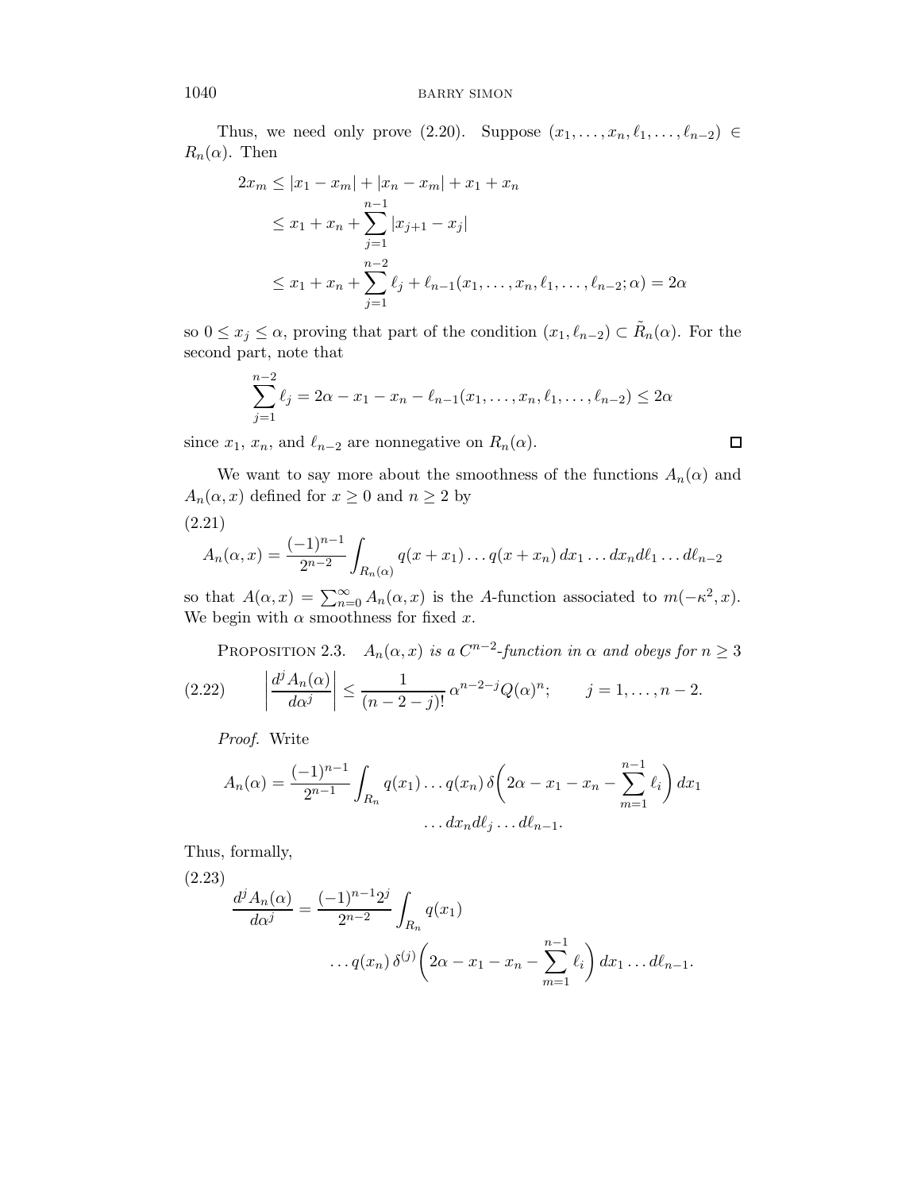Thus, we need only prove (2.20). Suppose $(x_1, \dots, x_n, \ell_1, \dots, \ell_{n-2}) \in R_n(\alpha)$. Then

$$
\begin{aligned}
2x_m &\leq |x_1 - x_m| + |x_n - x_m| + x_1 + x_n \\
&\leq x_1 + x_n + \sum_{j=1}^{n-1} |x_{j+1} - x_j| \\
&\leq x_1 + x_n + \sum_{j=1}^{n-2} \ell_j + \ell_{n-1}(x_1, \dots, x_n, \ell_1, \dots, \ell_{n-2}; \alpha) = 2\alpha
\end{aligned}
$$

so $0 \leq x_j \leq \alpha$, proving that part of the condition $(x_1, \ell_{n-2}) \subset \tilde{R}_n(\alpha)$. For the second part, note that

$$
\sum_{j=1}^{n-2} \ell_j = 2\alpha - x_1 - x_n - \ell_{n-1}(x_1, \dots, x_n, \ell_1, \dots, \ell_{n-2}) \leq 2\alpha
$$

since $x_1$, $x_n$, and $\ell_{n-2}$ are nonnegative on $R_n(\alpha)$. $\square$

We want to say more about the smoothness of the functions $A_n(\alpha)$ and $A_n(\alpha, x)$ defined for $x \geq 0$ and $n \geq 2$ by

(2.21)

$$
A_n(\alpha, x) = \frac{(-1)^{n-1}}{2^{n-2}} \int_{R_n(\alpha)} q(x + x_1) \dots q(x + x_n)\, dx_1 \dots dx_n d\ell_1 \dots d\ell_{n-2}
$$

so that $A(\alpha, x) = \sum_{n=0}^{\infty} A_n(\alpha, x)$ is the $A$-function associated to $m(-\kappa^2, x)$. We begin with $\alpha$ smoothness for fixed $x$.

Proposition 2.3. *$A_n(\alpha, x)$ is a $C^{n-2}$-function in $\alpha$ and obeys for $n \geq 3$*

$$
\left| \frac{d^j A_n(\alpha)}{d\alpha^j} \right| \leq \frac{1}{(n-2-j)!}\, \alpha^{n-2-j} Q(\alpha)^n; \qquad j = 1, \dots, n-2. \tag{2.22}
$$

*Proof.* Write

$$
A_n(\alpha) = \frac{(-1)^{n-1}}{2^{n-1}} \int_{R_n} q(x_1) \dots q(x_n)\, \delta\biggl( 2\alpha - x_1 - x_n - \sum_{m=1}^{n-1} \ell_i \biggr) dx_1 \dots dx_n d\ell_j \dots d\ell_{n-1}.
$$

Thus, formally,

(2.23)

$$
\frac{d^j A_n(\alpha)}{d\alpha^j} = \frac{(-1)^{n-1} 2^j}{2^{n-2}} \int_{R_n} q(x_1) \dots q(x_n)\, \delta^{(j)}\biggl( 2\alpha - x_1 - x_n - \sum_{m=1}^{n-1} \ell_i \biggr) dx_1 \dots d\ell_{n-1}.
$$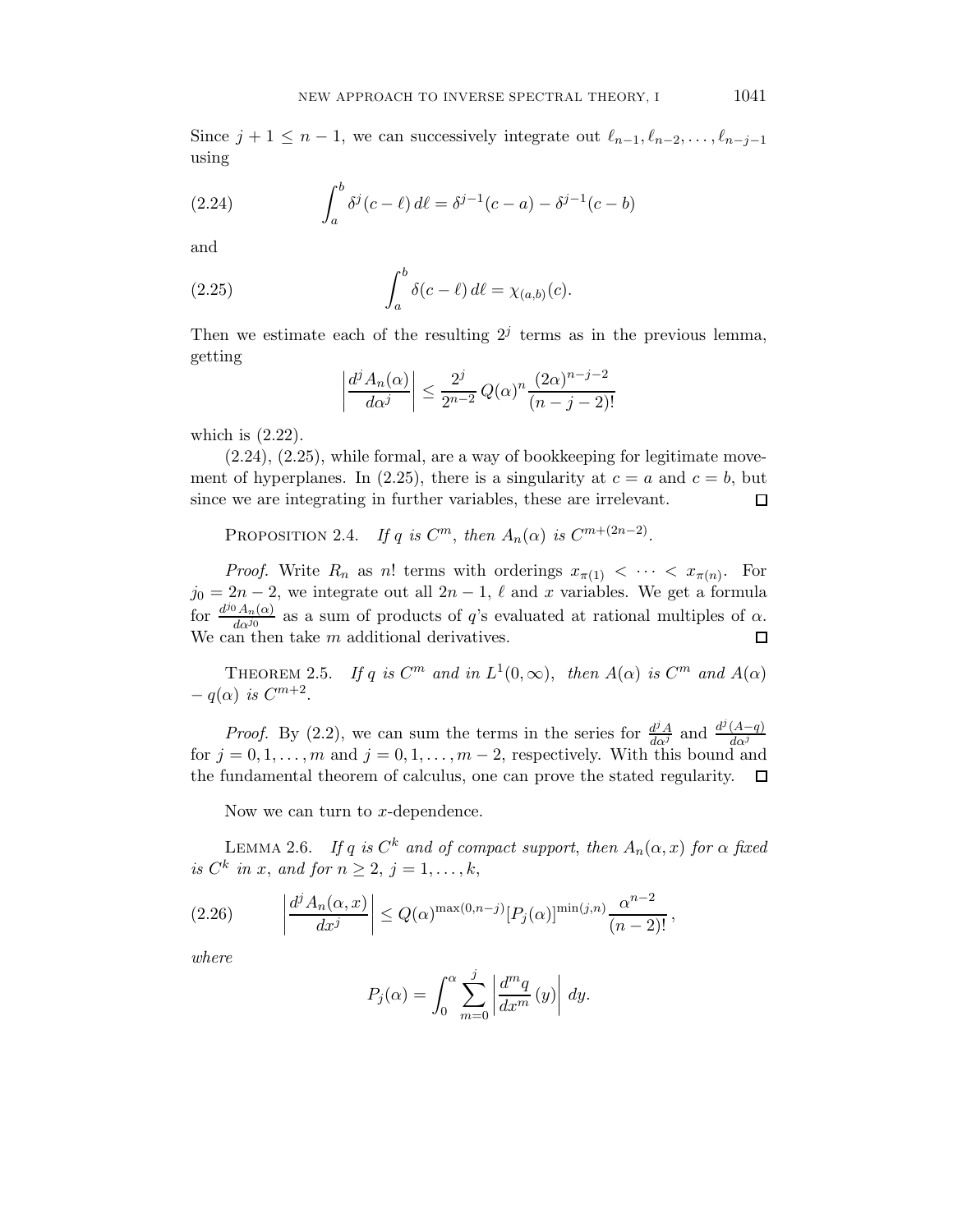Since $j + 1 \leq n - 1$, we can successively integrate out $\ell_{n-1}, \ell_{n-2}, \dots, \ell_{n-j-1}$ using

$$\int_a^b \delta^j(c - \ell)\, d\ell = \delta^{j-1}(c - a) - \delta^{j-1}(c - b) \tag{2.24}$$

and

$$\int_a^b \delta(c - \ell)\, d\ell = \chi_{(a,b)}(c). \tag{2.25}$$

Then we estimate each of the resulting $2^j$ terms as in the previous lemma, getting

$$\left| \frac{d^j A_n(\alpha)}{d\alpha^j} \right| \leq \frac{2^j}{2^{n-2}}\, Q(\alpha)^n \frac{(2\alpha)^{n-j-2}}{(n-j-2)!}$$

which is (2.22).

(2.24), (2.25), while formal, are a way of bookkeeping for legitimate movement of hyperplanes. In (2.25), there is a singularity at $c = a$ and $c = b$, but since we are integrating in further variables, these are irrelevant. □

Proposition 2.4. *If $q$ is $C^m$, then $A_n(\alpha)$ is $C^{m+(2n-2)}$.*

*Proof.* Write $R_n$ as $n!$ terms with orderings $x_{\pi(1)} < \cdots < x_{\pi(n)}$. For $j_0 = 2n - 2$, we integrate out all $2n - 1$, $\ell$ and $x$ variables. We get a formula for $\frac{d^{j_0} A_n(\alpha)}{d\alpha^{j_0}}$ as a sum of products of $q$'s evaluated at rational multiples of $\alpha$. We can then take $m$ additional derivatives. □

Theorem 2.5. *If $q$ is $C^m$ and in $L^1(0,\infty)$, then $A(\alpha)$ is $C^m$ and $A(\alpha) - q(\alpha)$ is $C^{m+2}$.*

*Proof.* By (2.2), we can sum the terms in the series for $\frac{d^j A}{d\alpha^j}$ and $\frac{d^j (A-q)}{d\alpha^j}$ for $j = 0, 1, \dots, m$ and $j = 0, 1, \dots, m-2$, respectively. With this bound and the fundamental theorem of calculus, one can prove the stated regularity. □

Now we can turn to $x$-dependence.

Lemma 2.6. *If $q$ is $C^k$ and of compact support, then $A_n(\alpha, x)$ for $\alpha$ fixed is $C^k$ in $x$, and for $n \geq 2$, $j = 1, \dots, k$,*

$$\left| \frac{d^j A_n(\alpha, x)}{dx^j} \right| \leq Q(\alpha)^{\max(0, n-j)} [P_j(\alpha)]^{\min(j,n)} \frac{\alpha^{n-2}}{(n-2)!}, \tag{2.26}$$

*where*

$$P_j(\alpha) = \int_0^\alpha \sum_{m=0}^{j} \left| \frac{d^m q}{dx^m}(y) \right| dy.$$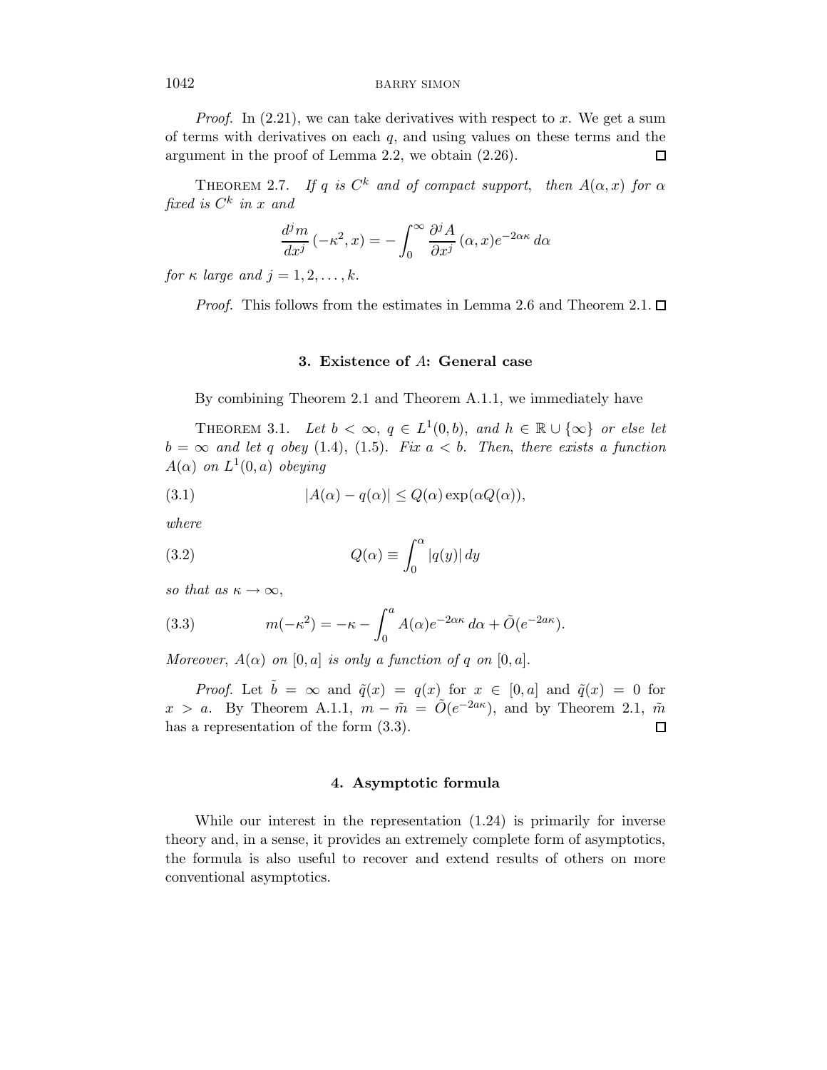*Proof.* In (2.21), we can take derivatives with respect to $x$. We get a sum of terms with derivatives on each $q$, and using values on these terms and the argument in the proof of Lemma 2.2, we obtain (2.26). □

THEOREM 2.7. *If $q$ is $C^k$ and of compact support, then $A(\alpha, x)$ for $\alpha$ fixed is $C^k$ in $x$ and*

$$\frac{d^j m}{dx^j}(-\kappa^2, x) = -\int_0^\infty \frac{\partial^j A}{\partial x^j}(\alpha, x) e^{-2\alpha\kappa}\, d\alpha$$

*for $\kappa$ large and $j = 1, 2, \ldots, k$.*

*Proof.* This follows from the estimates in Lemma 2.6 and Theorem 2.1. □

## 3. Existence of $A$: General case

By combining Theorem 2.1 and Theorem A.1.1, we immediately have

THEOREM 3.1. *Let $b < \infty$, $q \in L^1(0, b)$, and $h \in \mathbb{R} \cup \{\infty\}$ or else let $b = \infty$ and let $q$ obey (1.4), (1.5). Fix $a < b$. Then, there exists a function $A(\alpha)$ on $L^1(0, a)$ obeying*

$$|A(\alpha) - q(\alpha)| \leq Q(\alpha) \exp(\alpha Q(\alpha)), \tag{3.1}$$

*where*

$$Q(\alpha) \equiv \int_0^\alpha |q(y)|\, dy \tag{3.2}$$

*so that as $\kappa \to \infty$,*

$$m(-\kappa^2) = -\kappa - \int_0^a A(\alpha) e^{-2\alpha\kappa}\, d\alpha + \tilde{O}(e^{-2a\kappa}). \tag{3.3}$$

*Moreover, $A(\alpha)$ on $[0, a]$ is only a function of $q$ on $[0, a]$.*

*Proof.* Let $\tilde{b} = \infty$ and $\tilde{q}(x) = q(x)$ for $x \in [0, a]$ and $\tilde{q}(x) = 0$ for $x > a$. By Theorem A.1.1, $m - \tilde{m} = \tilde{O}(e^{-2a\kappa})$, and by Theorem 2.1, $\tilde{m}$ has a representation of the form (3.3). □

## 4. Asymptotic formula

While our interest in the representation (1.24) is primarily for inverse theory and, in a sense, it provides an extremely complete form of asymptotics, the formula is also useful to recover and extend results of others on more conventional asymptotics.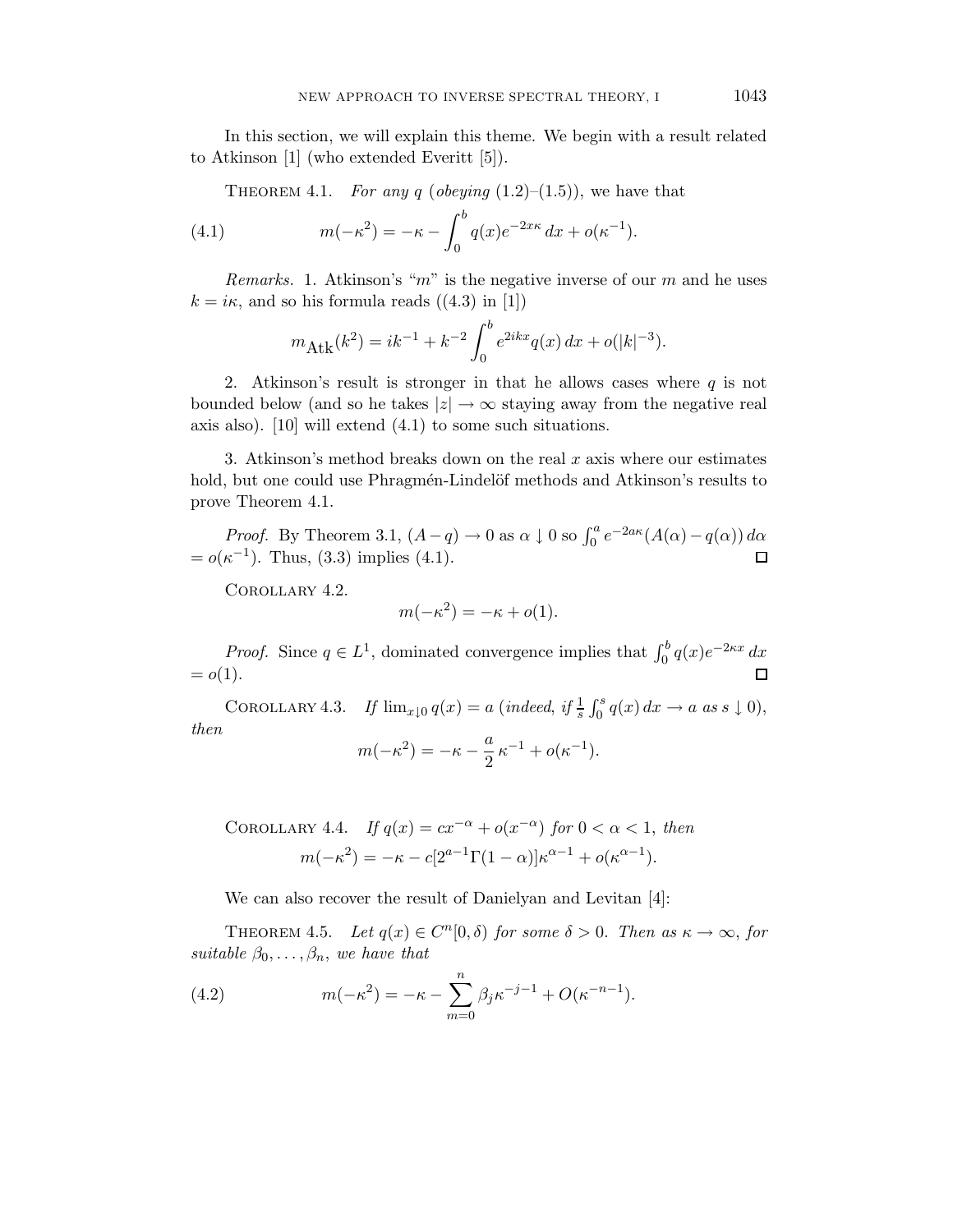In this section, we will explain this theme. We begin with a result related to Atkinson [1] (who extended Everitt [5]).

**Theorem 4.1.** *For any $q$ (obeying (1.2)–(1.5)), we have that*

$$m(-\kappa^2) = -\kappa - \int_0^b q(x)e^{-2x\kappa}\,dx + o(\kappa^{-1}). \tag{4.1}$$

*Remarks.* 1. Atkinson's "$m$" is the negative inverse of our $m$ and he uses $k = i\kappa$, and so his formula reads ((4.3) in [1])

$$m_{\text{Atk}}(k^2) = ik^{-1} + k^{-2}\int_0^b e^{2ikx}q(x)\,dx + o(|k|^{-3}).$$

2. Atkinson's result is stronger in that he allows cases where $q$ is not bounded below (and so he takes $|z| \to \infty$ staying away from the negative real axis also). [10] will extend (4.1) to some such situations.

3. Atkinson's method breaks down on the real $x$ axis where our estimates hold, but one could use Phragmén-Lindelöf methods and Atkinson's results to prove Theorem 4.1.

*Proof.* By Theorem 3.1, $(A-q) \to 0$ as $\alpha \downarrow 0$ so $\int_0^a e^{-2a\kappa}(A(\alpha)-q(\alpha))\,d\alpha = o(\kappa^{-1})$. Thus, (3.3) implies (4.1). □

**Corollary 4.2.**

$$m(-\kappa^2) = -\kappa + o(1).$$

*Proof.* Since $q \in L^1$, dominated convergence implies that $\int_0^b q(x)e^{-2\kappa x}\,dx = o(1)$. □

**Corollary 4.3.** *If $\lim_{x\downarrow 0} q(x) = a$ (indeed, if $\frac{1}{s}\int_0^s q(x)\,dx \to a$ as $s \downarrow 0$), then*

$$m(-\kappa^2) = -\kappa - \frac{a}{2}\,\kappa^{-1} + o(\kappa^{-1}).$$

**Corollary 4.4.** *If $q(x) = cx^{-\alpha} + o(x^{-\alpha})$ for $0 < \alpha < 1$, then*

$$m(-\kappa^2) = -\kappa - c[2^{a-1}\Gamma(1-\alpha)]\kappa^{\alpha-1} + o(\kappa^{\alpha-1}).$$

We can also recover the result of Danielyan and Levitan [4]:

**Theorem 4.5.** *Let $q(x) \in C^n[0,\delta)$ for some $\delta > 0$. Then as $\kappa \to \infty$, for suitable $\beta_0, \dots, \beta_n$, we have that*

$$m(-\kappa^2) = -\kappa - \sum_{m=0}^{n} \beta_j \kappa^{-j-1} + O(\kappa^{-n-1}). \tag{4.2}$$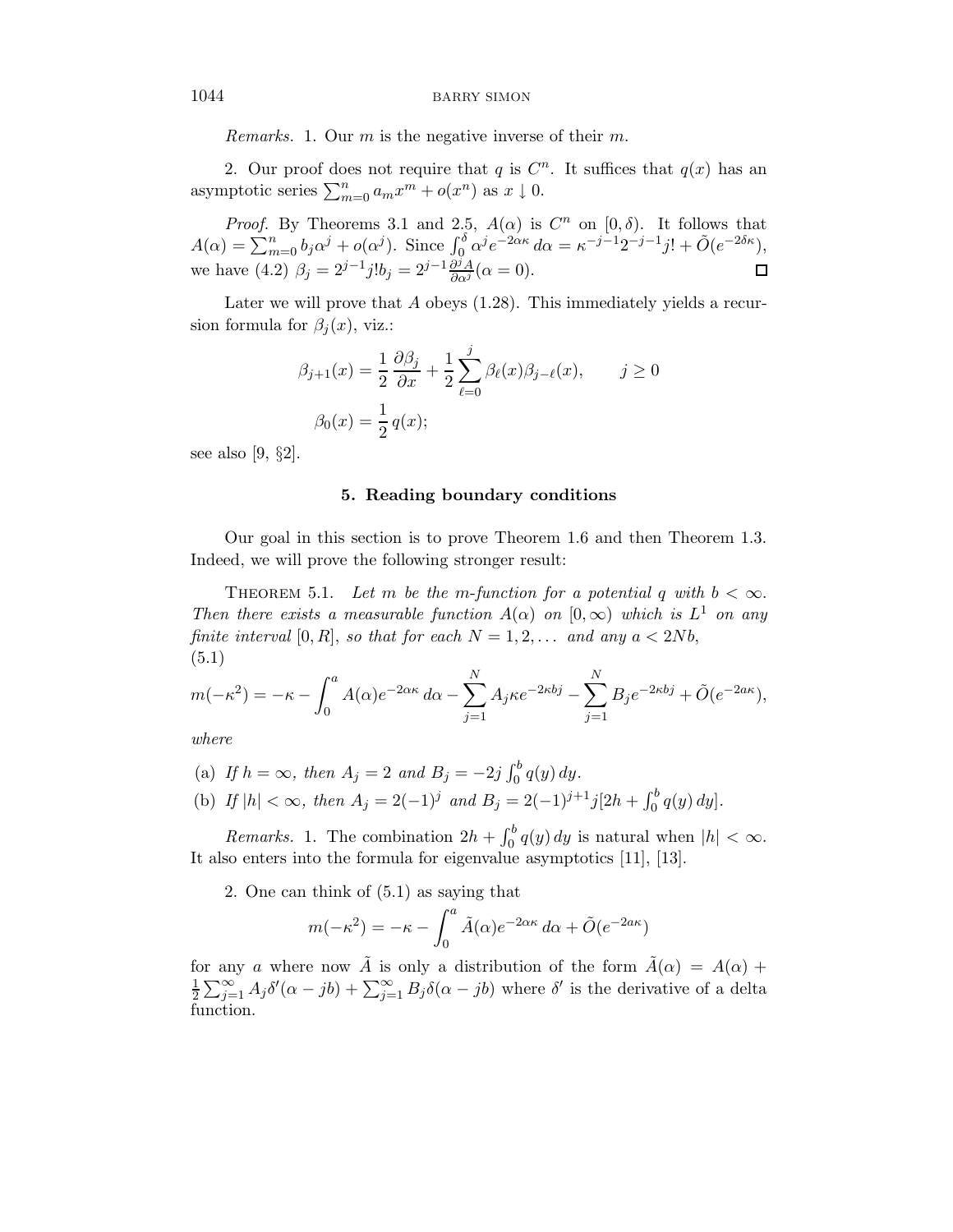*Remarks.* 1. Our $m$ is the negative inverse of their $m$.

2. Our proof does not require that $q$ is $C^n$. It suffices that $q(x)$ has an asymptotic series $\sum_{m=0}^{n} a_m x^m + o(x^n)$ as $x \downarrow 0$.

*Proof.* By Theorems 3.1 and 2.5, $A(\alpha)$ is $C^n$ on $[0, \delta)$. It follows that $A(\alpha) = \sum_{m=0}^{n} b_j \alpha^j + o(\alpha^j)$. Since $\int_0^\delta \alpha^j e^{-2\alpha\kappa}\, d\alpha = \kappa^{-j-1} 2^{-j-1} j! + \tilde{O}(e^{-2\delta\kappa})$, we have (4.2) $\beta_j = 2^{j-1} j! b_j = 2^{j-1} \frac{\partial^j A}{\partial \alpha^j}(\alpha = 0)$. $\square$

Later we will prove that $A$ obeys (1.28). This immediately yields a recursion formula for $\beta_j(x)$, viz.:

$$\beta_{j+1}(x) = \frac{1}{2}\, \frac{\partial \beta_j}{\partial x} + \frac{1}{2} \sum_{\ell=0}^{j} \beta_\ell(x) \beta_{j-\ell}(x), \qquad j \geq 0$$

$$\beta_0(x) = \frac{1}{2}\, q(x);$$

see also [9, §2].

## 5. Reading boundary conditions

Our goal in this section is to prove Theorem 1.6 and then Theorem 1.3. Indeed, we will prove the following stronger result:

Theorem 5.1. *Let $m$ be the m-function for a potential $q$ with $b < \infty$. Then there exists a measurable function $A(\alpha)$ on $[0, \infty)$ which is $L^1$ on any finite interval $[0, R]$, so that for each $N = 1, 2, \ldots$ and any $a < 2Nb$,*

(5.1)

$$m(-\kappa^2) = -\kappa - \int_0^a A(\alpha) e^{-2\alpha\kappa}\, d\alpha - \sum_{j=1}^{N} A_j \kappa e^{-2\kappa b j} - \sum_{j=1}^{N} B_j e^{-2\kappa b j} + \tilde{O}(e^{-2a\kappa}),$$

*where*

(a) *If $h = \infty$, then $A_j = 2$ and $B_j = -2j \int_0^b q(y)\, dy$.*

(b) *If $|h| < \infty$, then $A_j = 2(-1)^j$ and $B_j = 2(-1)^{j+1} j [2h + \int_0^b q(y)\, dy]$.*

*Remarks.* 1. The combination $2h + \int_0^b q(y)\, dy$ is natural when $|h| < \infty$. It also enters into the formula for eigenvalue asymptotics [11], [13].

2. One can think of (5.1) as saying that

$$m(-\kappa^2) = -\kappa - \int_0^a \tilde{A}(\alpha) e^{-2\alpha\kappa}\, d\alpha + \tilde{O}(e^{-2a\kappa})$$

for any $a$ where now $\tilde{A}$ is only a distribution of the form $\tilde{A}(\alpha) = A(\alpha) + \frac{1}{2} \sum_{j=1}^{\infty} A_j \delta'(\alpha - jb) + \sum_{j=1}^{\infty} B_j \delta(\alpha - jb)$ where $\delta'$ is the derivative of a delta function.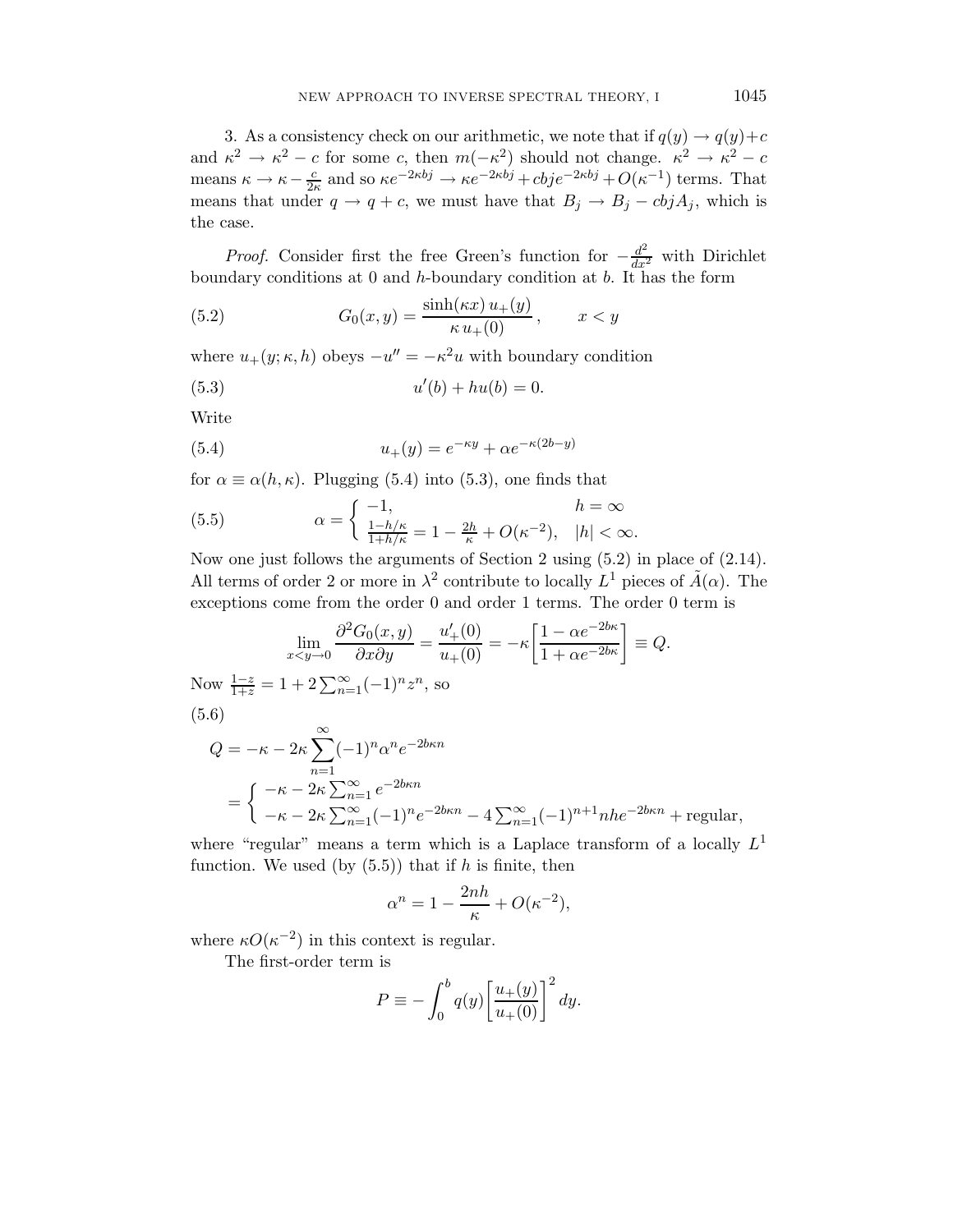3. As a consistency check on our arithmetic, we note that if $q(y) \to q(y)+c$ and $\kappa^2 \to \kappa^2 - c$ for some $c$, then $m(-\kappa^2)$ should not change. $\kappa^2 \to \kappa^2 - c$ means $\kappa \to \kappa - \frac{c}{2\kappa}$ and so $\kappa e^{-2\kappa bj} \to \kappa e^{-2\kappa bj} + cbje^{-2\kappa bj} + O(\kappa^{-1})$ terms. That means that under $q \to q + c$, we must have that $B_j \to B_j - cbjA_j$, which is the case.

*Proof.* Consider first the free Green's function for $-\frac{d^2}{dx^2}$ with Dirichlet boundary conditions at 0 and $h$-boundary condition at $b$. It has the form

$$G_0(x,y) = \frac{\sinh(\kappa x)\, u_+(y)}{\kappa\, u_+(0)}\,, \qquad x < y \tag{5.2}$$

where $u_+(y;\kappa,h)$ obeys $-u'' = -\kappa^2 u$ with boundary condition

$$u'(b) + hu(b) = 0. \tag{5.3}$$

Write

$$u_+(y) = e^{-\kappa y} + \alpha e^{-\kappa(2b-y)} \tag{5.4}$$

for $\alpha \equiv \alpha(h,\kappa)$. Plugging (5.4) into (5.3), one finds that

$$\alpha = \begin{cases} -1, & h = \infty \\ \frac{1-h/\kappa}{1+h/\kappa} = 1 - \frac{2h}{\kappa} + O(\kappa^{-2}), & |h| < \infty. \end{cases} \tag{5.5}$$

Now one just follows the arguments of Section 2 using (5.2) in place of (2.14). All terms of order 2 or more in $\lambda^2$ contribute to locally $L^1$ pieces of $\tilde{A}(\alpha)$. The exceptions come from the order 0 and order 1 terms. The order 0 term is

$$\lim_{x<y\to 0} \frac{\partial^2 G_0(x,y)}{\partial x \partial y} = \frac{u_+'(0)}{u_+(0)} = -\kappa\left[\frac{1-\alpha e^{-2b\kappa}}{1+\alpha e^{-2b\kappa}}\right] \equiv Q.$$

Now $\frac{1-z}{1+z} = 1 + 2\sum_{n=1}^\infty (-1)^n z^n$, so

$$\begin{aligned} Q &= -\kappa - 2\kappa \sum_{n=1}^\infty (-1)^n \alpha^n e^{-2b\kappa n} \\ &= \begin{cases} -\kappa - 2\kappa \sum_{n=1}^\infty e^{-2b\kappa n} \\ -\kappa - 2\kappa\sum_{n=1}^\infty (-1)^n e^{-2b\kappa n} - 4\sum_{n=1}^\infty (-1)^{n+1} nhe^{-2b\kappa n} + \text{regular}, \end{cases} \end{aligned} \tag{5.6}$$

where "regular" means a term which is a Laplace transform of a locally $L^1$ function. We used (by (5.5)) that if $h$ is finite, then

$$\alpha^n = 1 - \frac{2nh}{\kappa} + O(\kappa^{-2}),$$

where $\kappa O(\kappa^{-2})$ in this context is regular.

The first-order term is

$$P \equiv -\int_0^b q(y)\left[\frac{u_+(y)}{u_+(0)}\right]^2 dy.$$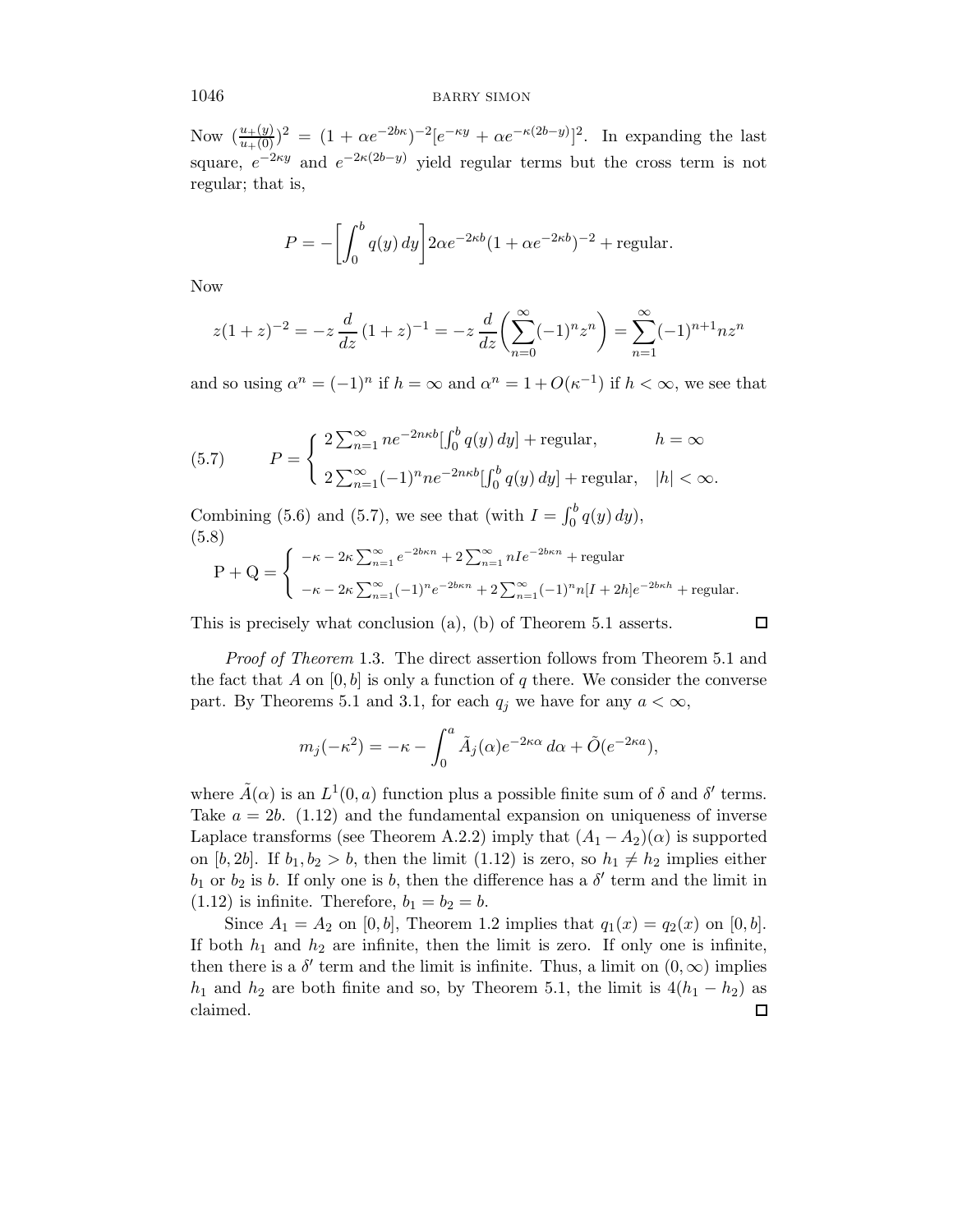Now $(\frac{u_+(y)}{u_+(0)})^2 = (1+\alpha e^{-2b\kappa})^{-2}[e^{-\kappa y} + \alpha e^{-\kappa(2b-y)}]^2$. In expanding the last square, $e^{-2\kappa y}$ and $e^{-2\kappa(2b-y)}$ yield regular terms but the cross term is not regular; that is,

$$P = -\biggl[\int_0^b q(y)\,dy\biggr] 2\alpha e^{-2\kappa b}(1+\alpha e^{-2\kappa b})^{-2} + \text{regular}.$$

Now

$$z(1+z)^{-2} = -z\,\frac{d}{dz}\,(1+z)^{-1} = -z\,\frac{d}{dz}\biggl(\sum_{n=0}^\infty (-1)^n z^n\biggr) = \sum_{n=1}^\infty (-1)^{n+1} n z^n$$

and so using $\alpha^n = (-1)^n$ if $h=\infty$ and $\alpha^n = 1+O(\kappa^{-1})$ if $h<\infty$, we see that

$$P = \begin{cases} 2\sum_{n=1}^\infty n e^{-2n\kappa b}[\int_0^b q(y)\,dy] + \text{regular}, & h=\infty \\ 2\sum_{n=1}^\infty (-1)^n n e^{-2n\kappa b}[\int_0^b q(y)\,dy] + \text{regular}, & |h|<\infty. \end{cases} \tag{5.7}$$

Combining (5.6) and (5.7), we see that (with $I = \int_0^b q(y)\,dy$),
(5.8)

$$\mathrm{P}+\mathrm{Q} = \begin{cases} -\kappa - 2\kappa\sum_{n=1}^\infty e^{-2b\kappa n} + 2\sum_{n=1}^\infty nIe^{-2b\kappa n} + \text{regular} \\ -\kappa - 2\kappa\sum_{n=1}^\infty (-1)^n e^{-2b\kappa n} + 2\sum_{n=1}^\infty (-1)^n n[I+2h]e^{-2b\kappa h} + \text{regular}. \end{cases}$$

This is precisely what conclusion (a), (b) of Theorem 5.1 asserts. □

*Proof of Theorem* 1.3. The direct assertion follows from Theorem 5.1 and the fact that $A$ on $[0,b]$ is only a function of $q$ there. We consider the converse part. By Theorems 5.1 and 3.1, for each $q_j$ we have for any $a<\infty$,

$$m_j(-\kappa^2) = -\kappa - \int_0^a \tilde{A}_j(\alpha)e^{-2\kappa\alpha}\,d\alpha + \tilde{O}(e^{-2\kappa a}),$$

where $\tilde{A}(\alpha)$ is an $L^1(0,a)$ function plus a possible finite sum of $\delta$ and $\delta'$ terms. Take $a=2b$. (1.12) and the fundamental expansion on uniqueness of inverse Laplace transforms (see Theorem A.2.2) imply that $(A_1-A_2)(\alpha)$ is supported on $[b,2b]$. If $b_1,b_2>b$, then the limit (1.12) is zero, so $h_1\neq h_2$ implies either $b_1$ or $b_2$ is $b$. If only one is $b$, then the difference has a $\delta'$ term and the limit in (1.12) is infinite. Therefore, $b_1=b_2=b$.

Since $A_1=A_2$ on $[0,b]$, Theorem 1.2 implies that $q_1(x)=q_2(x)$ on $[0,b]$. If both $h_1$ and $h_2$ are infinite, then the limit is zero. If only one is infinite, then there is a $\delta'$ term and the limit is infinite. Thus, a limit on $(0,\infty)$ implies $h_1$ and $h_2$ are both finite and so, by Theorem 5.1, the limit is $4(h_1-h_2)$ as claimed. □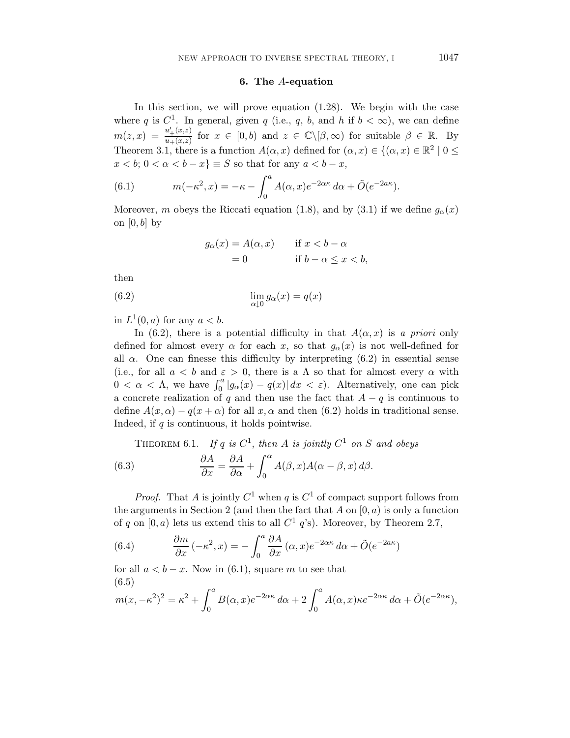## 6. The $A$-equation

In this section, we will prove equation (1.28). We begin with the case where $q$ is $C^1$. In general, given $q$ (i.e., $q$, $b$, and $h$ if $b < \infty$), we can define $m(z,x) = \frac{u_+'(x,z)}{u_+(x,z)}$ for $x \in [0,b)$ and $z \in \mathbb{C}\backslash[\beta,\infty)$ for suitable $\beta \in \mathbb{R}$. By Theorem 3.1, there is a function $A(\alpha,x)$ defined for $(\alpha,x) \in \{(\alpha,x) \in \mathbb{R}^2 \mid 0 \leq x < b;\ 0 < \alpha < b-x\} \equiv S$ so that for any $a < b-x$,

$$m(-\kappa^2,x) = -\kappa - \int_0^a A(\alpha,x)e^{-2\alpha\kappa}\,d\alpha + \tilde{O}(e^{-2a\kappa}). \tag{6.1}$$

Moreover, $m$ obeys the Riccati equation (1.8), and by (3.1) if we define $g_\alpha(x)$ on $[0,b]$ by

$$\begin{aligned} g_\alpha(x) &= A(\alpha,x) \qquad &&\text{if } x < b-\alpha \\ &= 0 &&\text{if } b-\alpha \leq x < b, \end{aligned}$$

then

$$\lim_{\alpha\downarrow 0} g_\alpha(x) = q(x) \tag{6.2}$$

in $L^1(0,a)$ for any $a < b$.

In (6.2), there is a potential difficulty in that $A(\alpha,x)$ is *a priori* only defined for almost every $\alpha$ for each $x$, so that $g_\alpha(x)$ is not well-defined for all $\alpha$. One can finesse this difficulty by interpreting (6.2) in essential sense (i.e., for all $a < b$ and $\varepsilon > 0$, there is a $\Lambda$ so that for almost every $\alpha$ with $0 < \alpha < \Lambda$, we have $\int_0^a |g_\alpha(x) - q(x)|\,dx < \varepsilon$). Alternatively, one can pick a concrete realization of $q$ and then use the fact that $A - q$ is continuous to define $A(x,\alpha) - q(x+\alpha)$ for all $x, \alpha$ and then (6.2) holds in traditional sense. Indeed, if $q$ is continuous, it holds pointwise.

THEOREM 6.1. *If $q$ is $C^1$, then $A$ is jointly $C^1$ on $S$ and obeys*

$$\frac{\partial A}{\partial x} = \frac{\partial A}{\partial \alpha} + \int_0^\alpha A(\beta,x)A(\alpha-\beta,x)\,d\beta. \tag{6.3}$$

*Proof.* That $A$ is jointly $C^1$ when $q$ is $C^1$ of compact support follows from the arguments in Section 2 (and then the fact that $A$ on $[0,a)$ is only a function of $q$ on $[0,a)$ lets us extend this to all $C^1$ $q$'s). Moreover, by Theorem 2.7,

$$\frac{\partial m}{\partial x}(-\kappa^2,x) = -\int_0^a \frac{\partial A}{\partial x}(\alpha,x)e^{-2\alpha\kappa}\,d\alpha + \tilde{O}(e^{-2a\kappa}) \tag{6.4}$$

for all $a < b-x$. Now in (6.1), square $m$ to see that

$$m(x,-\kappa^2)^2 = \kappa^2 + \int_0^a B(\alpha,x)e^{-2\alpha\kappa}\,d\alpha + 2\int_0^a A(\alpha,x)\kappa e^{-2\alpha\kappa}\,d\alpha + \tilde{O}(e^{-2\alpha\kappa}), \tag{6.5}$$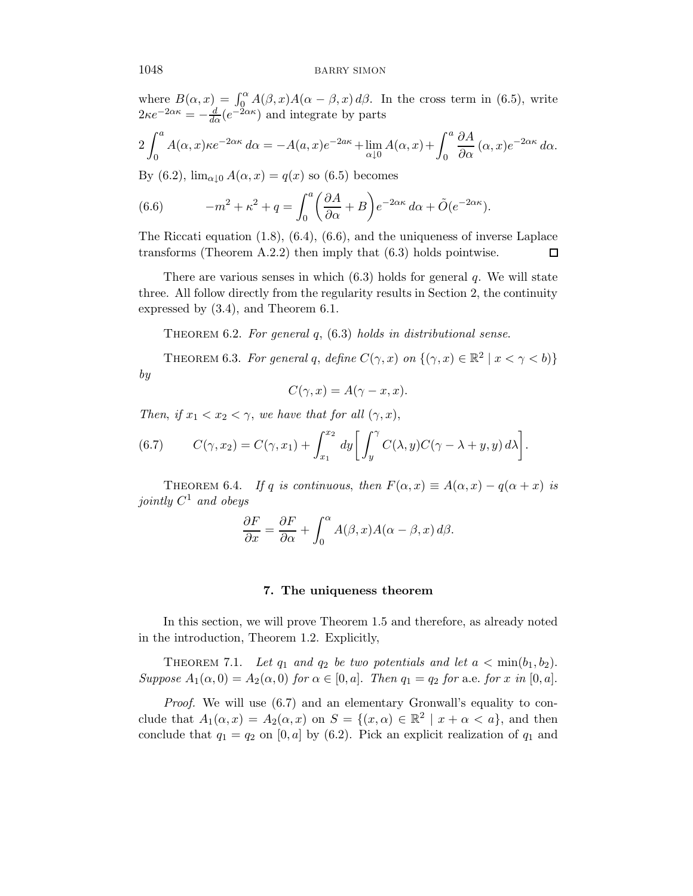where $B(\alpha, x) = \int_0^\alpha A(\beta, x)A(\alpha - \beta, x)\, d\beta$. In the cross term in (6.5), write $2\kappa e^{-2\alpha\kappa} = -\frac{d}{d\alpha}(e^{-2\alpha\kappa})$ and integrate by parts

$$2\int_0^a A(\alpha, x)\kappa e^{-2\alpha\kappa}\, d\alpha = -A(a, x)e^{-2a\kappa} + \lim_{\alpha\downarrow 0} A(\alpha, x) + \int_0^a \frac{\partial A}{\partial \alpha}(\alpha, x)e^{-2\alpha\kappa}\, d\alpha.$$

By (6.2), $\lim_{\alpha\downarrow 0} A(\alpha, x) = q(x)$ so (6.5) becomes

$$-m^2 + \kappa^2 + q = \int_0^a \left(\frac{\partial A}{\partial \alpha} + B\right) e^{-2\alpha\kappa}\, d\alpha + \tilde{O}(e^{-2\alpha\kappa}). \tag{6.6}$$

The Riccati equation (1.8), (6.4), (6.6), and the uniqueness of inverse Laplace transforms (Theorem A.2.2) then imply that (6.3) holds pointwise. $\square$

There are various senses in which (6.3) holds for general $q$. We will state three. All follow directly from the regularity results in Section 2, the continuity expressed by (3.4), and Theorem 6.1.

Theorem 6.2. *For general $q$, (6.3) holds in distributional sense.*

Theorem 6.3. *For general $q$, define $C(\gamma, x)$ on $\{(\gamma, x) \in \mathbb{R}^2 \mid x < \gamma < b)\}$ by*

$$C(\gamma, x) = A(\gamma - x, x).$$

*Then, if $x_1 < x_2 < \gamma$, we have that for all $(\gamma, x)$,*

$$C(\gamma, x_2) = C(\gamma, x_1) + \int_{x_1}^{x_2} dy \left[\int_y^\gamma C(\lambda, y)C(\gamma - \lambda + y, y)\, d\lambda\right]. \tag{6.7}$$

Theorem 6.4. *If $q$ is continuous, then $F(\alpha, x) \equiv A(\alpha, x) - q(\alpha + x)$ is jointly $C^1$ and obeys*

$$\frac{\partial F}{\partial x} = \frac{\partial F}{\partial \alpha} + \int_0^\alpha A(\beta, x)A(\alpha - \beta, x)\, d\beta.$$

## 7. The uniqueness theorem

In this section, we will prove Theorem 1.5 and therefore, as already noted in the introduction, Theorem 1.2. Explicitly,

Theorem 7.1. *Let $q_1$ and $q_2$ be two potentials and let $a < \min(b_1, b_2)$. Suppose $A_1(\alpha, 0) = A_2(\alpha, 0)$ for $\alpha \in [0, a]$. Then $q_1 = q_2$ for* a.e. *for $x$ in $[0, a]$.*

*Proof.* We will use (6.7) and an elementary Gronwall's equality to conclude that $A_1(\alpha, x) = A_2(\alpha, x)$ on $S = \{(x, \alpha) \in \mathbb{R}^2 \mid x + \alpha < a\}$, and then conclude that $q_1 = q_2$ on $[0, a]$ by (6.2). Pick an explicit realization of $q_1$ and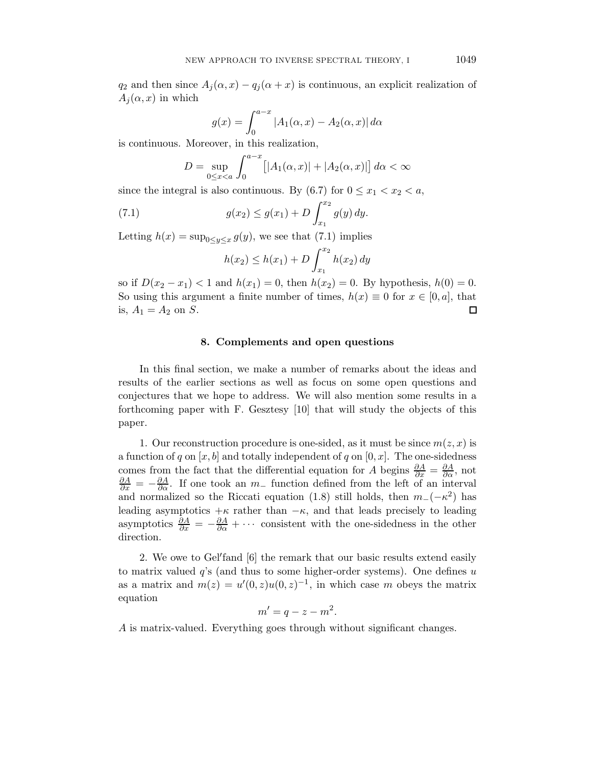$q_2$ and then since $A_j(\alpha, x) - q_j(\alpha + x)$ is continuous, an explicit realization of $A_j(\alpha, x)$ in which

$$g(x) = \int_0^{a-x} |A_1(\alpha, x) - A_2(\alpha, x)|\, d\alpha$$

is continuous. Moreover, in this realization,

$$D = \sup_{0 \le x < a} \int_0^{a-x} \big[|A_1(\alpha, x)| + |A_2(\alpha, x)|\big]\, d\alpha < \infty$$

since the integral is also continuous. By (6.7) for $0 \le x_1 < x_2 < a$,

$$g(x_2) \le g(x_1) + D \int_{x_1}^{x_2} g(y)\, dy. \tag{7.1}$$

Letting $h(x) = \sup_{0 \le y \le x} g(y)$, we see that (7.1) implies

$$h(x_2) \le h(x_1) + D \int_{x_1}^{x_2} h(x_2)\, dy$$

so if $D(x_2 - x_1) < 1$ and $h(x_1) = 0$, then $h(x_2) = 0$. By hypothesis, $h(0) = 0$. So using this argument a finite number of times, $h(x) \equiv 0$ for $x \in [0, a]$, that is, $A_1 = A_2$ on $S$. ☐

## 8. Complements and open questions

In this final section, we make a number of remarks about the ideas and results of the earlier sections as well as focus on some open questions and conjectures that we hope to address. We will also mention some results in a forthcoming paper with F. Gesztesy [10] that will study the objects of this paper.

1. Our reconstruction procedure is one-sided, as it must be since $m(z, x)$ is a function of $q$ on $[x, b]$ and totally independent of $q$ on $[0, x]$. The one-sidedness comes from the fact that the differential equation for $A$ begins $\frac{\partial A}{\partial x} = \frac{\partial A}{\partial \alpha}$, not $\frac{\partial A}{\partial x} = -\frac{\partial A}{\partial \alpha}$. If one took an $m_-$ function defined from the left of an interval and normalized so the Riccati equation (1.8) still holds, then $m_-(-\kappa^2)$ has leading asymptotics $+\kappa$ rather than $-\kappa$, and that leads precisely to leading asymptotics $\frac{\partial A}{\partial x} = -\frac{\partial A}{\partial \alpha} + \cdots$ consistent with the one-sidedness in the other direction.

2. We owe to Gel′fand [6] the remark that our basic results extend easily to matrix valued $q$'s (and thus to some higher-order systems). One defines $u$ as a matrix and $m(z) = u'(0, z)u(0, z)^{-1}$, in which case $m$ obeys the matrix equation

$$m' = q - z - m^2.$$

$A$ is matrix-valued. Everything goes through without significant changes.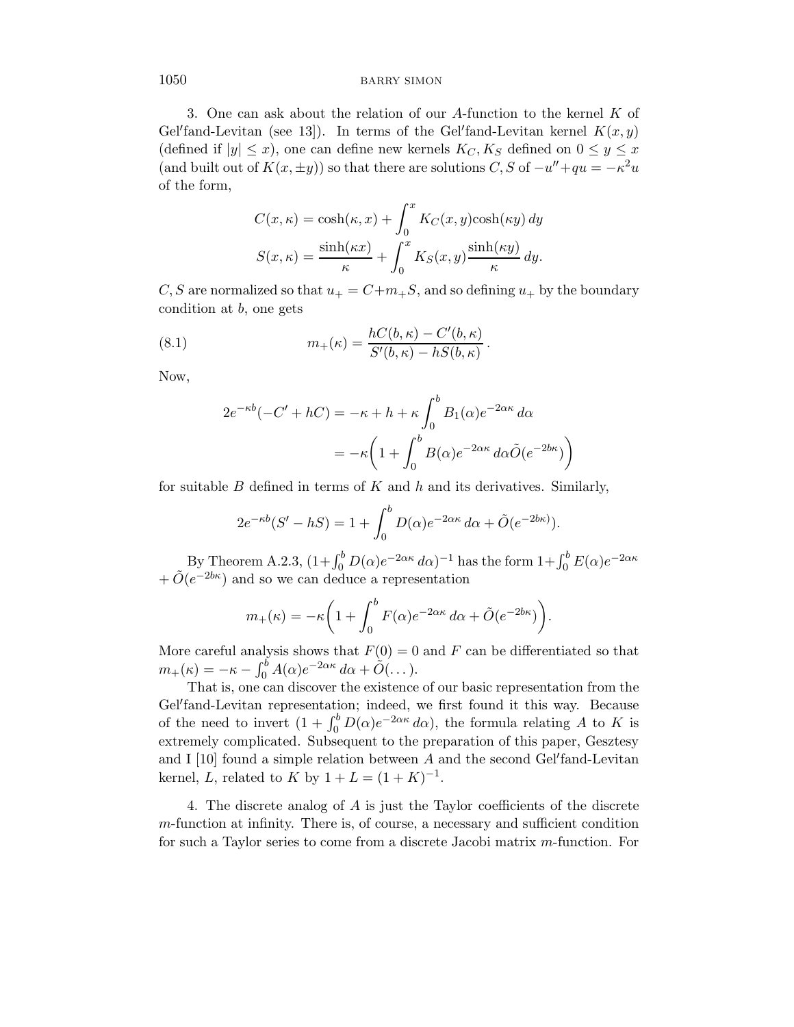3. One can ask about the relation of our $A$-function to the kernel $K$ of Gel′fand-Levitan (see 13]). In terms of the Gel′fand-Levitan kernel $K(x, y)$ (defined if $|y| \leq x$), one can define new kernels $K_C, K_S$ defined on $0 \leq y \leq x$ (and built out of $K(x, \pm y)$) so that there are solutions $C, S$ of $-u'' + qu = -\kappa^2 u$ of the form,

$$C(x, \kappa) = \cosh(\kappa, x) + \int_0^x K_C(x, y) \cosh(\kappa y)\, dy$$

$$S(x, \kappa) = \frac{\sinh(\kappa x)}{\kappa} + \int_0^x K_S(x, y) \frac{\sinh(\kappa y)}{\kappa}\, dy.$$

$C, S$ are normalized so that $u_+ = C + m_+ S$, and so defining $u_+$ by the boundary condition at $b$, one gets

$$m_+(\kappa) = \frac{hC(b, \kappa) - C'(b, \kappa)}{S'(b, \kappa) - hS(b, \kappa)}. \tag{8.1}$$

Now,

$$\begin{aligned} 2e^{-\kappa b}(-C' + hC) &= -\kappa + h + \kappa \int_0^b B_1(\alpha) e^{-2\alpha\kappa}\, d\alpha \\ &= -\kappa\bigg(1 + \int_0^b B(\alpha) e^{-2\alpha\kappa}\, d\alpha \tilde{O}(e^{-2b\kappa})\bigg) \end{aligned}$$

for suitable $B$ defined in terms of $K$ and $h$ and its derivatives. Similarly,

$$2e^{-\kappa b}(S' - hS) = 1 + \int_0^b D(\alpha) e^{-2\alpha\kappa}\, d\alpha + \tilde{O}(e^{-2b\kappa)}).$$

By Theorem A.2.3, $(1 + \int_0^b D(\alpha) e^{-2\alpha\kappa}\, d\alpha)^{-1}$ has the form $1 + \int_0^b E(\alpha) e^{-2\alpha\kappa} + \tilde{O}(e^{-2b\kappa})$ and so we can deduce a representation

$$m_+(\kappa) = -\kappa\bigg(1 + \int_0^b F(\alpha) e^{-2\alpha\kappa}\, d\alpha + \tilde{O}(e^{-2b\kappa})\bigg).$$

More careful analysis shows that $F(0) = 0$ and $F$ can be differentiated so that $m_+(\kappa) = -\kappa - \int_0^b A(\alpha) e^{-2\alpha\kappa}\, d\alpha + \tilde{O}(\dots)$.

That is, one can discover the existence of our basic representation from the Gel′fand-Levitan representation; indeed, we first found it this way. Because of the need to invert $(1 + \int_0^b D(\alpha) e^{-2\alpha\kappa}\, d\alpha)$, the formula relating $A$ to $K$ is extremely complicated. Subsequent to the preparation of this paper, Gesztesy and I [10] found a simple relation between $A$ and the second Gel′fand-Levitan kernel, $L$, related to $K$ by $1 + L = (1 + K)^{-1}$.

4. The discrete analog of $A$ is just the Taylor coefficients of the discrete $m$-function at infinity. There is, of course, a necessary and sufficient condition for such a Taylor series to come from a discrete Jacobi matrix $m$-function. For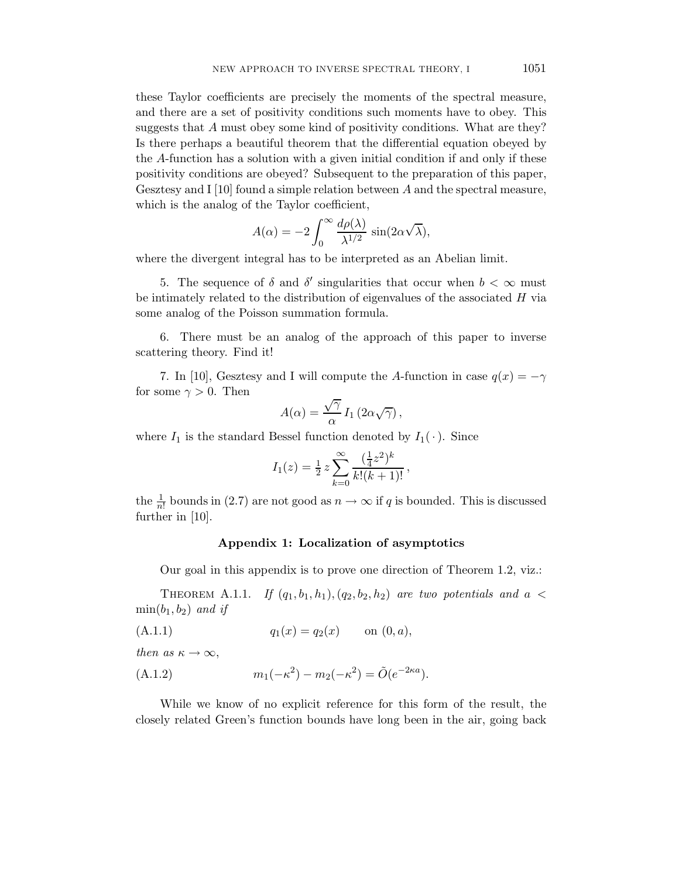these Taylor coefficients are precisely the moments of the spectral measure, and there are a set of positivity conditions such moments have to obey. This suggests that $A$ must obey some kind of positivity conditions. What are they? Is there perhaps a beautiful theorem that the differential equation obeyed by the $A$-function has a solution with a given initial condition if and only if these positivity conditions are obeyed? Subsequent to the preparation of this paper, Gesztesy and I [10] found a simple relation between $A$ and the spectral measure, which is the analog of the Taylor coefficient,

$$A(\alpha) = -2\int_0^\infty \frac{d\rho(\lambda)}{\lambda^{1/2}}\,\sin(2\alpha\sqrt{\lambda}),$$

where the divergent integral has to be interpreted as an Abelian limit.

5. The sequence of $\delta$ and $\delta'$ singularities that occur when $b < \infty$ must be intimately related to the distribution of eigenvalues of the associated $H$ via some analog of the Poisson summation formula.

6. There must be an analog of the approach of this paper to inverse scattering theory. Find it!

7. In [10], Gesztesy and I will compute the $A$-function in case $q(x) = -\gamma$ for some $\gamma > 0$. Then

$$A(\alpha) = \frac{\sqrt{\gamma}}{\alpha}\, I_1\left(2\alpha\sqrt{\gamma}\right),$$

where $I_1$ is the standard Bessel function denoted by $I_1(\,\cdot\,)$. Since

$$I_1(z) = \tfrac{1}{2}\, z \sum_{k=0}^{\infty} \frac{(\frac{1}{4}z^2)^k}{k!(k+1)!}\,,$$

the $\frac{1}{n!}$ bounds in (2.7) are not good as $n \to \infty$ if $q$ is bounded. This is discussed further in [10].

## Appendix 1: Localization of asymptotics

Our goal in this appendix is to prove one direction of Theorem 1.2, viz.:

Theorem A.1.1. *If $(q_1, b_1, h_1), (q_2, b_2, h_2)$ are two potentials and $a < \min(b_1, b_2)$ and if*

$$q_1(x) = q_2(x) \qquad \text{on } (0, a), \tag{A.1.1}$$

*then as $\kappa \to \infty$,*

$$m_1(-\kappa^2) - m_2(-\kappa^2) = \tilde{O}(e^{-2\kappa a}). \tag{A.1.2}$$

While we know of no explicit reference for this form of the result, the closely related Green's function bounds have long been in the air, going back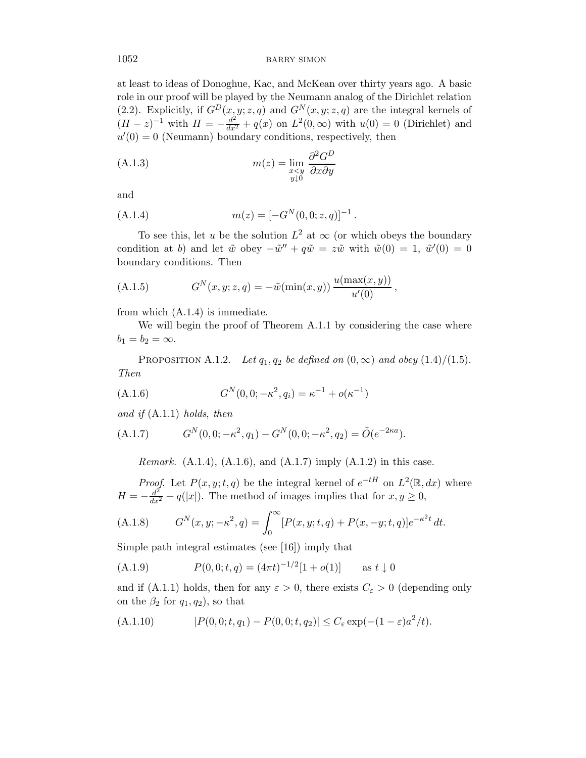at least to ideas of Donoghue, Kac, and McKean over thirty years ago. A basic role in our proof will be played by the Neumann analog of the Dirichlet relation (2.2). Explicitly, if $G^D(x,y;z,q)$ and $G^N(x,y;z,q)$ are the integral kernels of $(H-z)^{-1}$ with $H = -\frac{d^2}{dx^2} + q(x)$ on $L^2(0,\infty)$ with $u(0)=0$ (Dirichlet) and $u'(0)=0$ (Neumann) boundary conditions, respectively, then

$$m(z) = \lim_{\substack{x<y \\ y\downarrow 0}} \frac{\partial^2 G^D}{\partial x \partial y} \tag{A.1.3}$$

and

$$m(z) = [-G^N(0,0;z,q)]^{-1}\,. \tag{A.1.4}$$

To see this, let $u$ be the solution $L^2$ at $\infty$ (or which obeys the boundary condition at $b$) and let $\tilde{w}$ obey $-\tilde{w}'' + q\tilde{w} = z\tilde{w}$ with $\tilde{w}(0)=1$, $\tilde{w}'(0)=0$ boundary conditions. Then

$$G^N(x,y;z,q) = -\tilde{w}(\min(x,y))\, \frac{u(\max(x,y))}{u'(0)}\,, \tag{A.1.5}$$

from which (A.1.4) is immediate.

We will begin the proof of Theorem A.1.1 by considering the case where $b_1 = b_2 = \infty$.

Proposition A.1.2. *Let $q_1, q_2$ be defined on $(0,\infty)$ and obey (1.4)/(1.5). Then*

$$G^N(0,0;-\kappa^2,q_i) = \kappa^{-1} + o(\kappa^{-1}) \tag{A.1.6}$$

*and if* (A.1.1) *holds, then*

$$G^N(0,0;-\kappa^2,q_1) - G^N(0,0;-\kappa^2,q_2) = \tilde{O}(e^{-2\kappa a}). \tag{A.1.7}$$

*Remark.* (A.1.4), (A.1.6), and (A.1.7) imply (A.1.2) in this case.

*Proof.* Let $P(x,y;t,q)$ be the integral kernel of $e^{-tH}$ on $L^2(\mathbb{R},dx)$ where $H = -\frac{d^2}{dx^2} + q(|x|)$. The method of images implies that for $x,y \geq 0$,

$$G^N(x,y;-\kappa^2,q) = \int_0^\infty [P(x,y;t,q) + P(x,-y;t,q)]e^{-\kappa^2 t}\,dt. \tag{A.1.8}$$

Simple path integral estimates (see [16]) imply that

$$P(0,0;t,q) = (4\pi t)^{-1/2}[1+o(1)] \qquad \text{as } t \downarrow 0 \tag{A.1.9}$$

and if (A.1.1) holds, then for any $\varepsilon > 0$, there exists $C_\varepsilon > 0$ (depending only on the $\beta_2$ for $q_1, q_2$), so that

$$|P(0,0;t,q_1) - P(0,0;t,q_2)| \leq C_\varepsilon \exp(-(1-\varepsilon)a^2/t). \tag{A.1.10}$$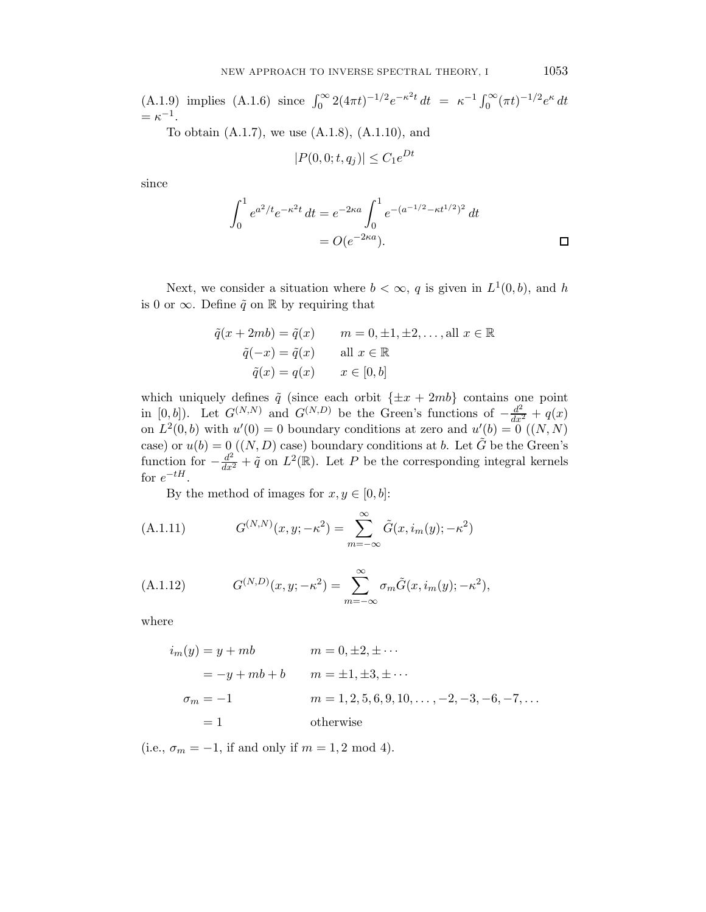(A.1.9) implies (A.1.6) since $\int_0^\infty 2(4\pi t)^{-1/2} e^{-\kappa^2 t}\, dt = \kappa^{-1} \int_0^\infty (\pi t)^{-1/2} e^{\kappa}\, dt = \kappa^{-1}$.

To obtain (A.1.7), we use (A.1.8), (A.1.10), and

$$|P(0,0;t,q_j)| \le C_1 e^{Dt}$$

since

$$\begin{aligned}
\int_0^1 e^{a^2/t} e^{-\kappa^2 t}\, dt &= e^{-2\kappa a} \int_0^1 e^{-(a^{-1/2} - \kappa t^{1/2})^2}\, dt \\
&= O(e^{-2\kappa a}).
\end{aligned}$$

∎

Next, we consider a situation where $b < \infty$, $q$ is given in $L^1(0,b)$, and $h$ is 0 or $\infty$. Define $\tilde{q}$ on $\mathbb{R}$ by requiring that

$$\begin{aligned}
\tilde{q}(x + 2mb) &= \tilde{q}(x) \qquad m = 0, \pm 1, \pm 2, \dots, \text{all } x \in \mathbb{R} \\
\tilde{q}(-x) &= \tilde{q}(x) \qquad \text{all } x \in \mathbb{R} \\
\tilde{q}(x) &= q(x) \qquad x \in [0,b]
\end{aligned}$$

which uniquely defines $\tilde{q}$ (since each orbit $\{\pm x + 2mb\}$ contains one point in $[0,b]$). Let $G^{(N,N)}$ and $G^{(N,D)}$ be the Green's functions of $-\frac{d^2}{dx^2} + q(x)$ on $L^2(0,b)$ with $u'(0) = 0$ boundary conditions at zero and $u'(b) = 0$ ($(N,N)$ case) or $u(b) = 0$ ($(N,D)$ case) boundary conditions at $b$. Let $\tilde{G}$ be the Green's function for $-\frac{d^2}{dx^2} + \tilde{q}$ on $L^2(\mathbb{R})$. Let $P$ be the corresponding integral kernels for $e^{-tH}$.

By the method of images for $x, y \in [0,b]$:

$$G^{(N,N)}(x,y;-\kappa^2) = \sum_{m=-\infty}^{\infty} \tilde{G}(x, i_m(y); -\kappa^2) \tag{A.1.11}$$

$$G^{(N,D)}(x,y;-\kappa^2) = \sum_{m=-\infty}^{\infty} \sigma_m \tilde{G}(x, i_m(y); -\kappa^2), \tag{A.1.12}$$

where

$$\begin{aligned}
i_m(y) &= y + mb \qquad & m = 0, \pm 2, \pm \cdots \\
&= -y + mb + b \qquad & m = \pm 1, \pm 3, \pm \cdots \\
\sigma_m &= -1 \qquad & m = 1, 2, 5, 6, 9, 10, \dots, -2, -3, -6, -7, \dots \\
&= 1 \qquad & \text{otherwise}
\end{aligned}$$

(i.e., $\sigma_m = -1$, if and only if $m = 1, 2 \bmod 4$).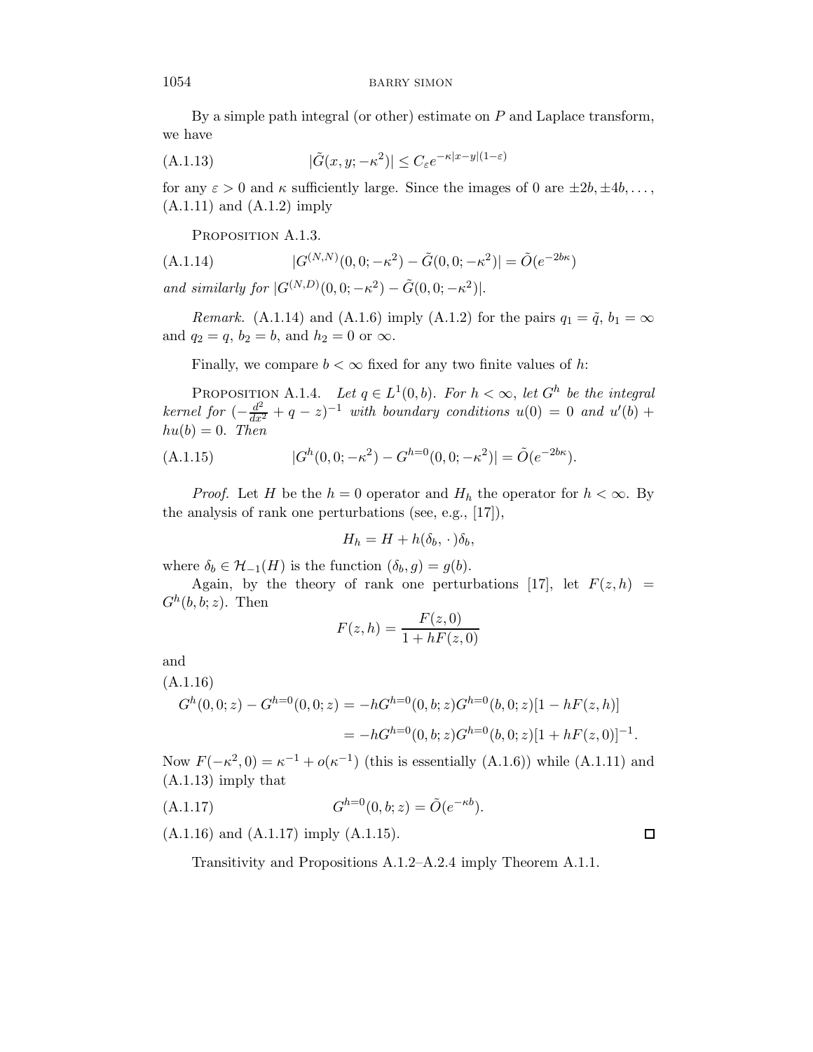By a simple path integral (or other) estimate on $P$ and Laplace transform, we have

$$|\tilde{G}(x,y;-\kappa^2)| \le C_\varepsilon e^{-\kappa|x-y|(1-\varepsilon)} \tag{A.1.13}$$

for any $\varepsilon > 0$ and $\kappa$ sufficiently large. Since the images of 0 are $\pm 2b, \pm 4b, \dots$, (A.1.11) and (A.1.2) imply

Proposition A.1.3.

$$|G^{(N,N)}(0,0;-\kappa^2) - \tilde{G}(0,0;-\kappa^2)| = \tilde{O}(e^{-2b\kappa}) \tag{A.1.14}$$

*and similarly for* $|G^{(N,D)}(0,0;-\kappa^2) - \tilde{G}(0,0;-\kappa^2)|$.

*Remark.* (A.1.14) and (A.1.6) imply (A.1.2) for the pairs $q_1 = \tilde{q}$, $b_1 = \infty$ and $q_2 = q$, $b_2 = b$, and $h_2 = 0$ or $\infty$.

Finally, we compare $b < \infty$ fixed for any two finite values of $h$:

Proposition A.1.4. *Let $q \in L^1(0,b)$. For $h < \infty$, let $G^h$ be the integral kernel for $(-\frac{d^2}{dx^2} + q - z)^{-1}$ with boundary conditions $u(0) = 0$ and $u'(b) + hu(b) = 0$. Then*

$$|G^h(0,0;-\kappa^2) - G^{h=0}(0,0;-\kappa^2)| = \tilde{O}(e^{-2b\kappa}). \tag{A.1.15}$$

*Proof.* Let $H$ be the $h = 0$ operator and $H_h$ the operator for $h < \infty$. By the analysis of rank one perturbations (see, e.g., [17]),

$$H_h = H + h(\delta_b, \cdot\,)\delta_b,$$

where $\delta_b \in \mathcal{H}_{-1}(H)$ is the function $(\delta_b, g) = g(b)$.

Again, by the theory of rank one perturbations [17], let $F(z,h) = G^h(b,b;z)$. Then

$$F(z,h) = \frac{F(z,0)}{1 + hF(z,0)}$$

and

$$\begin{aligned}
G^h(0,0;z) - G^{h=0}(0,0;z) &= -hG^{h=0}(0,b;z)G^{h=0}(b,0;z)[1 - hF(z,h)] \\
&= -hG^{h=0}(0,b;z)G^{h=0}(b,0;z)[1 + hF(z,0)]^{-1}.
\end{aligned} \tag{A.1.16}$$

Now $F(-\kappa^2, 0) = \kappa^{-1} + o(\kappa^{-1})$ (this is essentially (A.1.6)) while (A.1.11) and (A.1.13) imply that

$$G^{h=0}(0,b;z) = \tilde{O}(e^{-\kappa b}). \tag{A.1.17}$$

(A.1.16) and (A.1.17) imply (A.1.15). $\square$

Transitivity and Propositions A.1.2–A.2.4 imply Theorem A.1.1.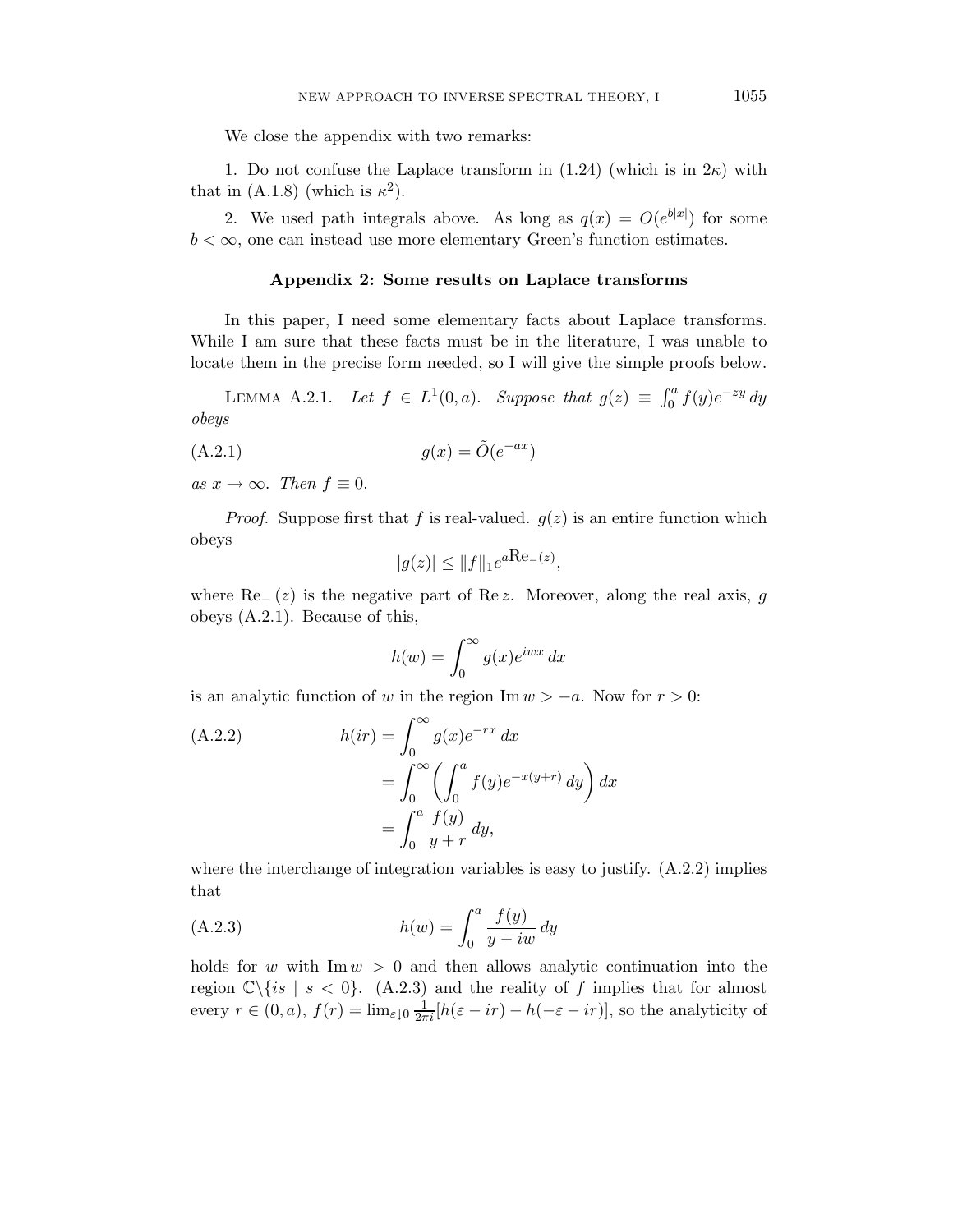We close the appendix with two remarks:

1. Do not confuse the Laplace transform in (1.24) (which is in $2\kappa$) with that in (A.1.8) (which is $\kappa^2$).

2. We used path integrals above. As long as $q(x) = O(e^{b|x|})$ for some $b < \infty$, one can instead use more elementary Green's function estimates.

## Appendix 2: Some results on Laplace transforms

In this paper, I need some elementary facts about Laplace transforms. While I am sure that these facts must be in the literature, I was unable to locate them in the precise form needed, so I will give the simple proofs below.

Lemma A.2.1. *Let $f \in L^1(0, a)$. Suppose that $g(z) \equiv \int_0^a f(y)e^{-zy}\, dy$ obeys*

$$g(x) = \tilde{O}(e^{-ax}) \tag{A.2.1}$$

*as $x \to \infty$. Then $f \equiv 0$.*

*Proof.* Suppose first that $f$ is real-valued. $g(z)$ is an entire function which obeys

$$|g(z)| \leq \|f\|_1 e^{a \mathrm{Re}_-(z)},$$

where $\mathrm{Re}_-(z)$ is the negative part of $\mathrm{Re}\, z$. Moreover, along the real axis, $g$ obeys (A.2.1). Because of this,

$$h(w) = \int_0^\infty g(x) e^{iwx}\, dx$$

is an analytic function of $w$ in the region $\mathrm{Im}\, w > -a$. Now for $r > 0$:

$$\begin{aligned} h(ir) &= \int_0^\infty g(x)e^{-rx}\, dx \\ &= \int_0^\infty \left( \int_0^a f(y) e^{-x(y+r)}\, dy \right) dx \\ &= \int_0^a \frac{f(y)}{y+r}\, dy, \end{aligned} \tag{A.2.2}$$

where the interchange of integration variables is easy to justify. (A.2.2) implies that

$$h(w) = \int_0^a \frac{f(y)}{y - iw}\, dy \tag{A.2.3}$$

holds for $w$ with $\mathrm{Im}\, w > 0$ and then allows analytic continuation into the region $\mathbb{C} \backslash \{is \mid s < 0\}$. (A.2.3) and the reality of $f$ implies that for almost every $r \in (0, a)$, $f(r) = \lim_{\varepsilon \downarrow 0} \frac{1}{2\pi i}[h(\varepsilon - ir) - h(-\varepsilon - ir)]$, so the analyticity of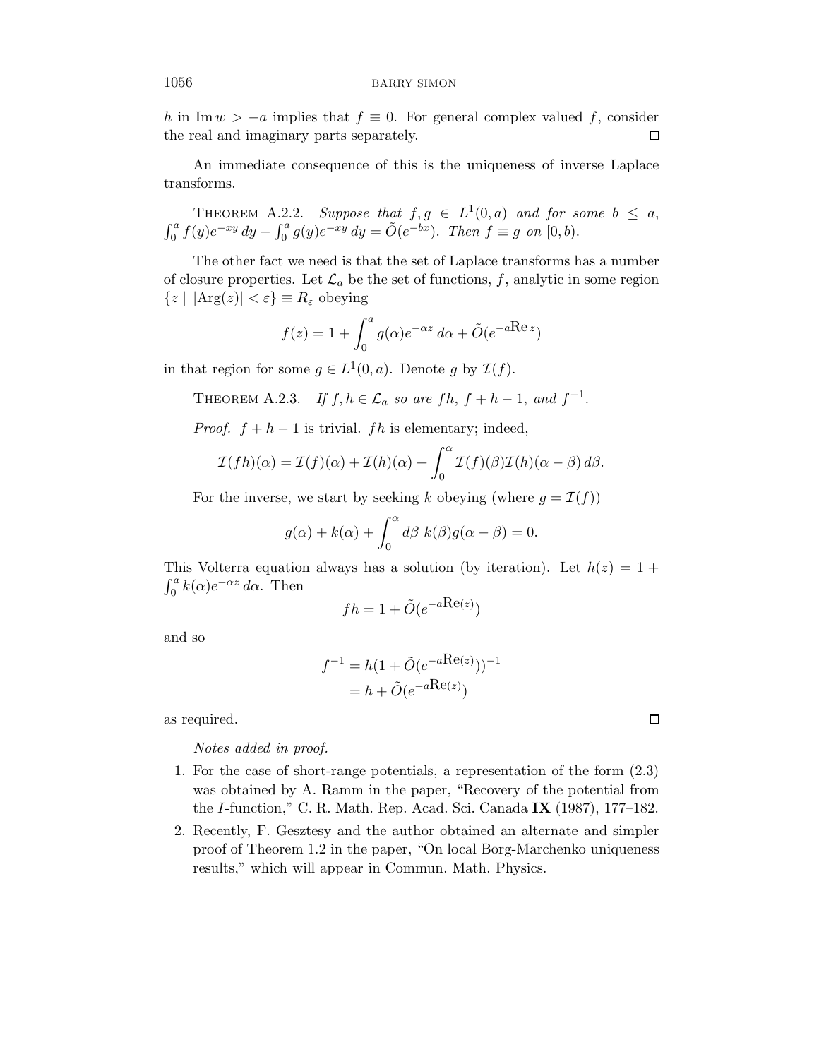$h$ in $\operatorname{Im} w > -a$ implies that $f \equiv 0$. For general complex valued $f$, consider the real and imaginary parts separately. $\square$

An immediate consequence of this is the uniqueness of inverse Laplace transforms.

THEOREM A.2.2. *Suppose that $f, g \in L^1(0,a)$ and for some $b \leq a$, $\int_0^a f(y)e^{-xy}\,dy - \int_0^a g(y)e^{-xy}\,dy = \tilde{O}(e^{-bx})$. Then $f \equiv g$ on $[0,b)$.*

The other fact we need is that the set of Laplace transforms has a number of closure properties. Let $\mathcal{L}_a$ be the set of functions, $f$, analytic in some region $\{z \mid |\operatorname{Arg}(z)| < \varepsilon\} \equiv R_\varepsilon$ obeying

$$f(z) = 1 + \int_0^a g(\alpha)e^{-\alpha z}\,d\alpha + \tilde{O}(e^{-a\operatorname{Re} z})$$

in that region for some $g \in L^1(0,a)$. Denote $g$ by $\mathcal{I}(f)$.

THEOREM A.2.3. *If $f, h \in \mathcal{L}_a$ so are $fh$, $f + h - 1$, and $f^{-1}$.*

*Proof.* $f + h - 1$ is trivial. $fh$ is elementary; indeed,

$$\mathcal{I}(fh)(\alpha) = \mathcal{I}(f)(\alpha) + \mathcal{I}(h)(\alpha) + \int_0^\alpha \mathcal{I}(f)(\beta)\mathcal{I}(h)(\alpha - \beta)\,d\beta.$$

For the inverse, we start by seeking $k$ obeying (where $g = \mathcal{I}(f)$)

$$g(\alpha) + k(\alpha) + \int_0^\alpha d\beta\; k(\beta)g(\alpha - \beta) = 0.$$

This Volterra equation always has a solution (by iteration). Let $h(z) = 1 + \int_0^a k(\alpha)e^{-\alpha z}\,d\alpha$. Then

$$fh = 1 + \tilde{O}(e^{-a\operatorname{Re}(z)})$$

and so

$$\begin{aligned} f^{-1} &= h(1 + \tilde{O}(e^{-a\operatorname{Re}(z)}))^{-1} \\ &= h + \tilde{O}(e^{-a\operatorname{Re}(z)}) \end{aligned}$$

as required. $\square$

*Notes added in proof.*

1. For the case of short-range potentials, a representation of the form (2.3) was obtained by A. Ramm in the paper, "Recovery of the potential from the $I$-function," C. R. Math. Rep. Acad. Sci. Canada **IX** (1987), 177–182.
2. Recently, F. Gesztesy and the author obtained an alternate and simpler proof of Theorem 1.2 in the paper, "On local Borg-Marchenko uniqueness results," which will appear in Commun. Math. Physics.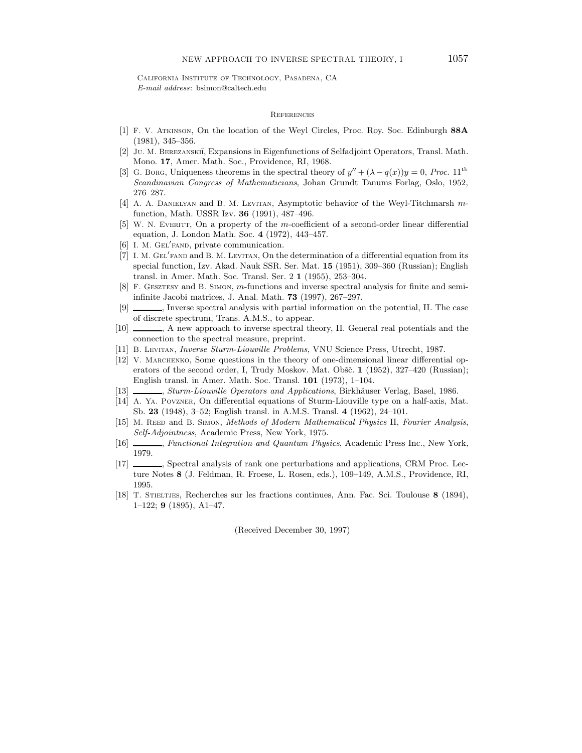California Institute of Technology, Pasadena, CA
*E-mail address*: bsimon@caltech.edu

## References

[1] F. V. Atkinson, On the location of the Weyl Circles, Proc. Roy. Soc. Edinburgh **88A** (1981), 345–356.

[2] Ju. M. Berezanskiĭ, Expansions in Eigenfunctions of Selfadjoint Operators, Transl. Math. Mono. **17**, Amer. Math. Soc., Providence, RI, 1968.

[3] G. Borg, Uniqueness theorems in the spectral theory of $y'' + (\lambda - q(x))y = 0$, *Proc.* $11^{\text{th}}$ *Scandinavian Congress of Mathematicians*, Johan Grundt Tanums Forlag, Oslo, 1952, 276–287.

[4] A. A. Danielyan and B. M. Levitan, Asymptotic behavior of the Weyl-Titchmarsh $m$-function, Math. USSR Izv. **36** (1991), 487–496.

[5] W. N. Everitt, On a property of the $m$-coefficient of a second-order linear differential equation, J. London Math. Soc. **4** (1972), 443–457.

[6] I. M. Gel′fand, private communication.

[7] I. M. Gel′fand and B. M. Levitan, On the determination of a differential equation from its special function, Izv. Akad. Nauk SSR. Ser. Mat. **15** (1951), 309–360 (Russian); English transl. in Amer. Math. Soc. Transl. Ser. 2 **1** (1955), 253–304.

[8] F. Gesztesy and B. Simon, $m$-functions and inverse spectral analysis for finite and semi-infinite Jacobi matrices, J. Anal. Math. **73** (1997), 267–297.

[9] ———, Inverse spectral analysis with partial information on the potential, II. The case of discrete spectrum, Trans. A.M.S., to appear.

[10] ———, A new approach to inverse spectral theory, II. General real potentials and the connection to the spectral measure, preprint.

[11] B. Levitan, *Inverse Sturm-Liouville Problems*, VNU Science Press, Utrecht, 1987.

[12] V. Marchenko, Some questions in the theory of one-dimensional linear differential operators of the second order, I, Trudy Moskov. Mat. Obšč. **1** (1952), 327–420 (Russian); English transl. in Amer. Math. Soc. Transl. **101** (1973), 1–104.

[13] ———, *Sturm-Liouville Operators and Applications*, Birkhäuser Verlag, Basel, 1986.

[14] A. Ya. Povzner, On differential equations of Sturm-Liouville type on a half-axis, Mat. Sb. **23** (1948), 3–52; English transl. in A.M.S. Transl. **4** (1962), 24–101.

[15] M. Reed and B. Simon, *Methods of Modern Mathematical Physics* II, *Fourier Analysis, Self-Adjointness*, Academic Press, New York, 1975.

[16] ———, *Functional Integration and Quantum Physics*, Academic Press Inc., New York, 1979.

[17] ———, Spectral analysis of rank one perturbations and applications, CRM Proc. Lecture Notes **8** (J. Feldman, R. Froese, L. Rosen, eds.), 109–149, A.M.S., Providence, RI, 1995.

[18] T. Stieltjes, Recherches sur les fractions continues, Ann. Fac. Sci. Toulouse **8** (1894), 1–122; **9** (1895), A1–47.

(Received December 30, 1997)